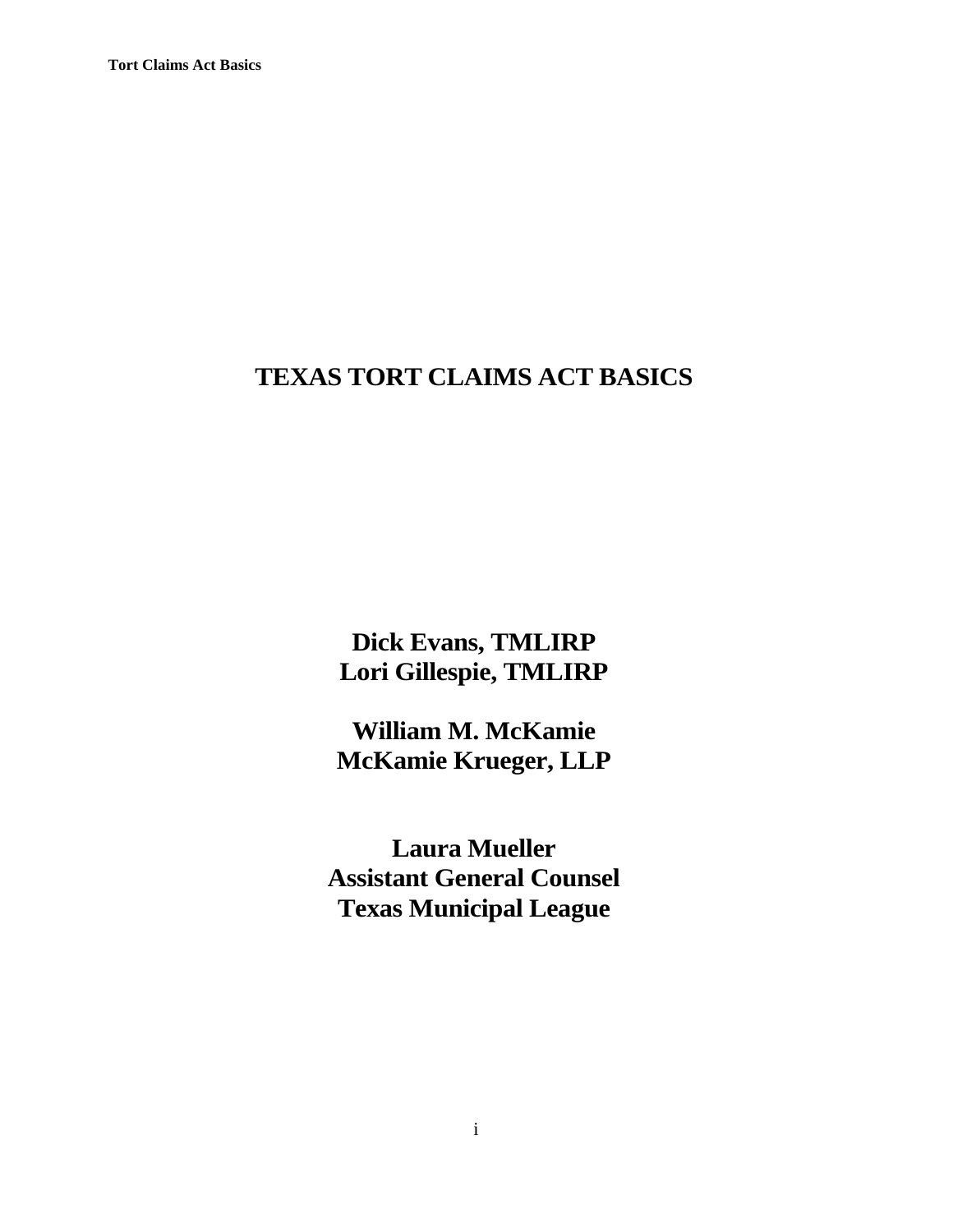# TEXAS TORT CLAIMS ACT BASICS

**Dick Evans, TMLIRP**
**Lori Gillespie, TMLIRP**

**William M. McKamie**
**McKamie Krueger, LLP**

**Laura Mueller**
**Assistant General Counsel**
**Texas Municipal League**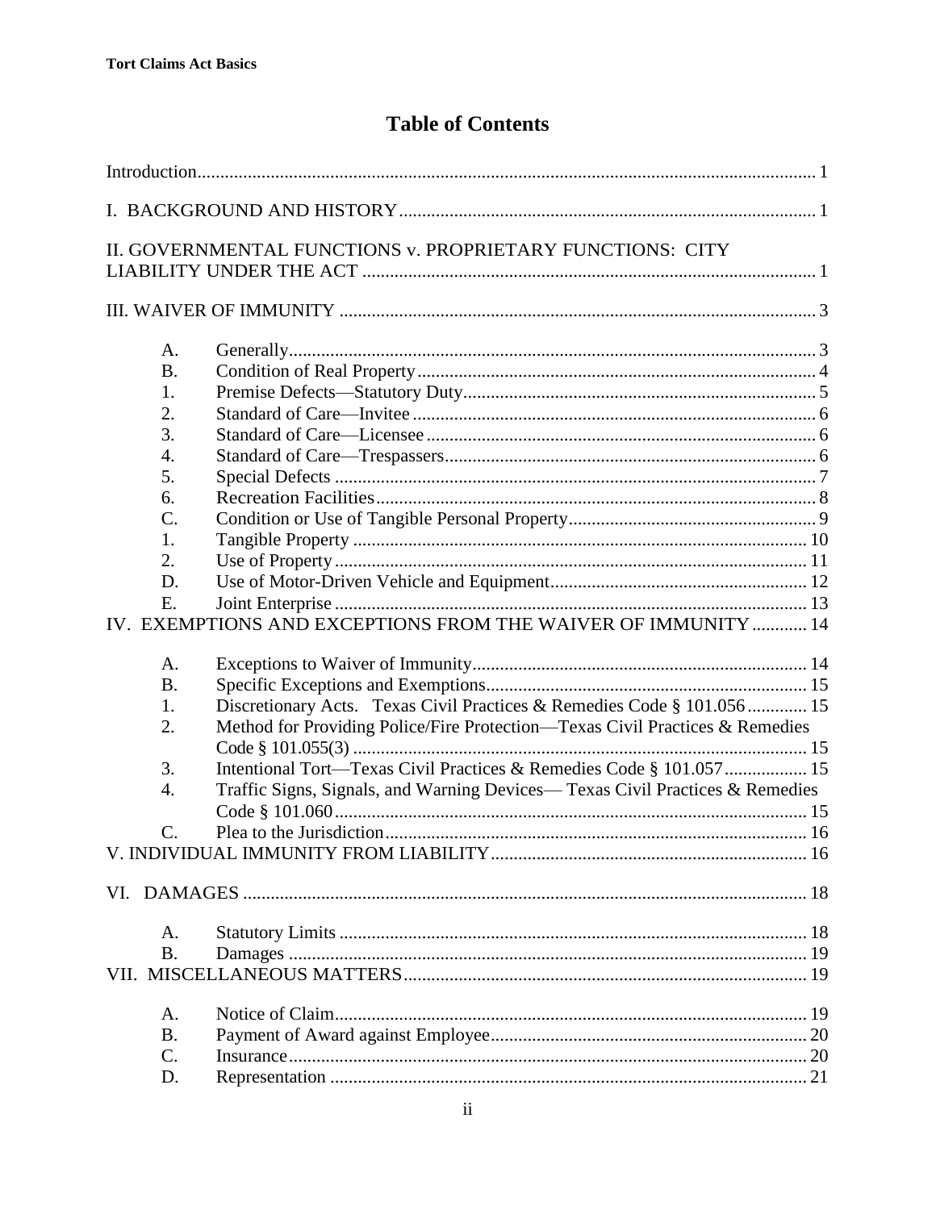# Table of Contents

Introduction ..... 1

I. BACKGROUND AND HISTORY ..... 1

II. GOVERNMENTAL FUNCTIONS v. PROPRIETARY FUNCTIONS: CITY LIABILITY UNDER THE ACT ..... 1

III. WAIVER OF IMMUNITY ..... 3

- A. Generally ..... 3
- B. Condition of Real Property ..... 4
- 1. Premise Defects—Statutory Duty ..... 5
- 2. Standard of Care—Invitee ..... 6
- 3. Standard of Care—Licensee ..... 6
- 4. Standard of Care—Trespassers ..... 6
- 5. Special Defects ..... 7
- 6. Recreation Facilities ..... 8
- C. Condition or Use of Tangible Personal Property ..... 9
- 1. Tangible Property ..... 10
- 2. Use of Property ..... 11
- D. Use of Motor-Driven Vehicle and Equipment ..... 12
- E. Joint Enterprise ..... 13

IV. EXEMPTIONS AND EXCEPTIONS FROM THE WAIVER OF IMMUNITY ..... 14

- A. Exceptions to Waiver of Immunity ..... 14
- B. Specific Exceptions and Exemptions ..... 15
- 1. Discretionary Acts. Texas Civil Practices & Remedies Code § 101.056 ..... 15
- 2. Method for Providing Police/Fire Protection—Texas Civil Practices & Remedies Code § 101.055(3) ..... 15
- 3. Intentional Tort—Texas Civil Practices & Remedies Code § 101.057 ..... 15
- 4. Traffic Signs, Signals, and Warning Devices— Texas Civil Practices & Remedies Code § 101.060 ..... 15
- C. Plea to the Jurisdiction ..... 16

V. INDIVIDUAL IMMUNITY FROM LIABILITY ..... 16

VI. DAMAGES ..... 18

- A. Statutory Limits ..... 18
- B. Damages ..... 19

VII. MISCELLANEOUS MATTERS ..... 19

- A. Notice of Claim ..... 19
- B. Payment of Award against Employee ..... 20
- C. Insurance ..... 20
- D. Representation ..... 21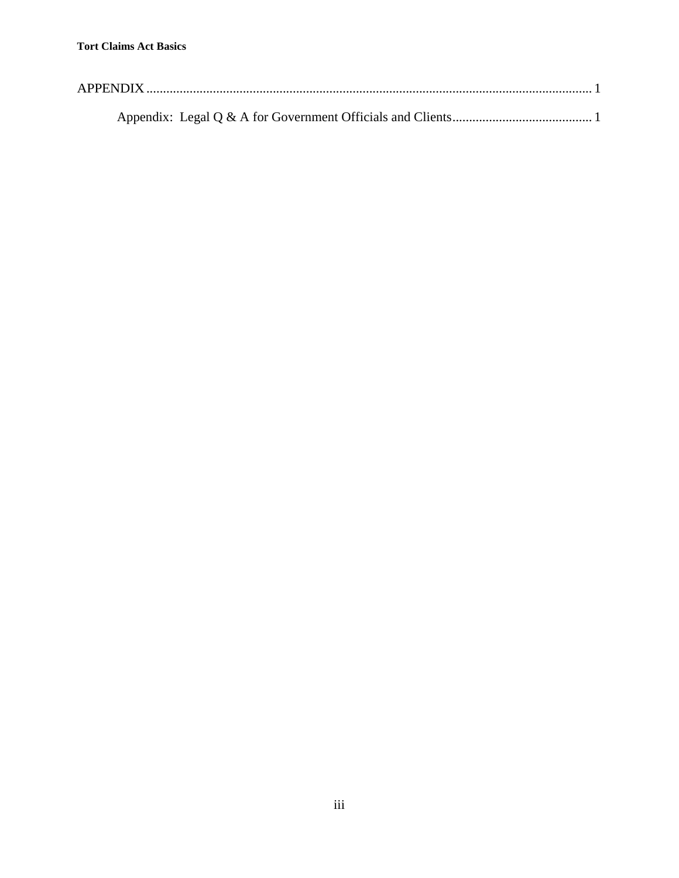APPENDIX ..................................................................................................................................... 1

Appendix: Legal Q & A for Government Officials and Clients.......................................... 1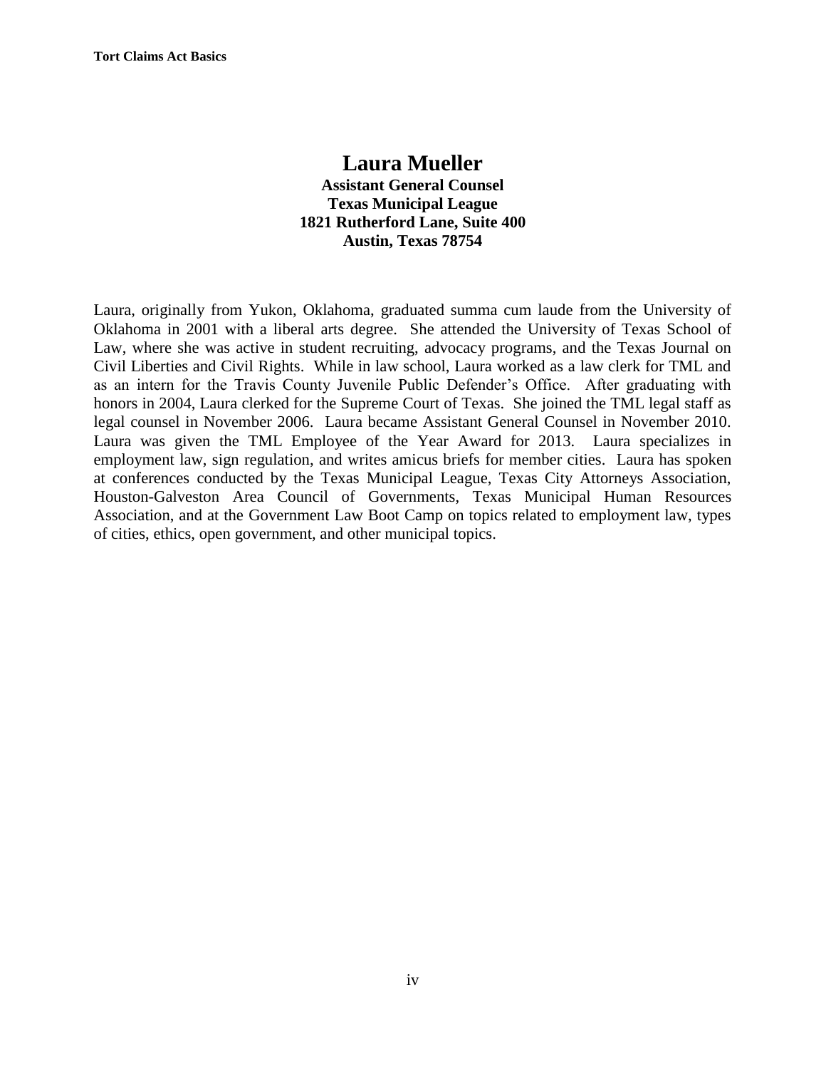# Laura Mueller

**Assistant General Counsel**
**Texas Municipal League**
**1821 Rutherford Lane, Suite 400**
**Austin, Texas 78754**

Laura, originally from Yukon, Oklahoma, graduated summa cum laude from the University of Oklahoma in 2001 with a liberal arts degree. She attended the University of Texas School of Law, where she was active in student recruiting, advocacy programs, and the Texas Journal on Civil Liberties and Civil Rights. While in law school, Laura worked as a law clerk for TML and as an intern for the Travis County Juvenile Public Defender's Office. After graduating with honors in 2004, Laura clerked for the Supreme Court of Texas. She joined the TML legal staff as legal counsel in November 2006. Laura became Assistant General Counsel in November 2010. Laura was given the TML Employee of the Year Award for 2013. Laura specializes in employment law, sign regulation, and writes amicus briefs for member cities. Laura has spoken at conferences conducted by the Texas Municipal League, Texas City Attorneys Association, Houston-Galveston Area Council of Governments, Texas Municipal Human Resources Association, and at the Government Law Boot Camp on topics related to employment law, types of cities, ethics, open government, and other municipal topics.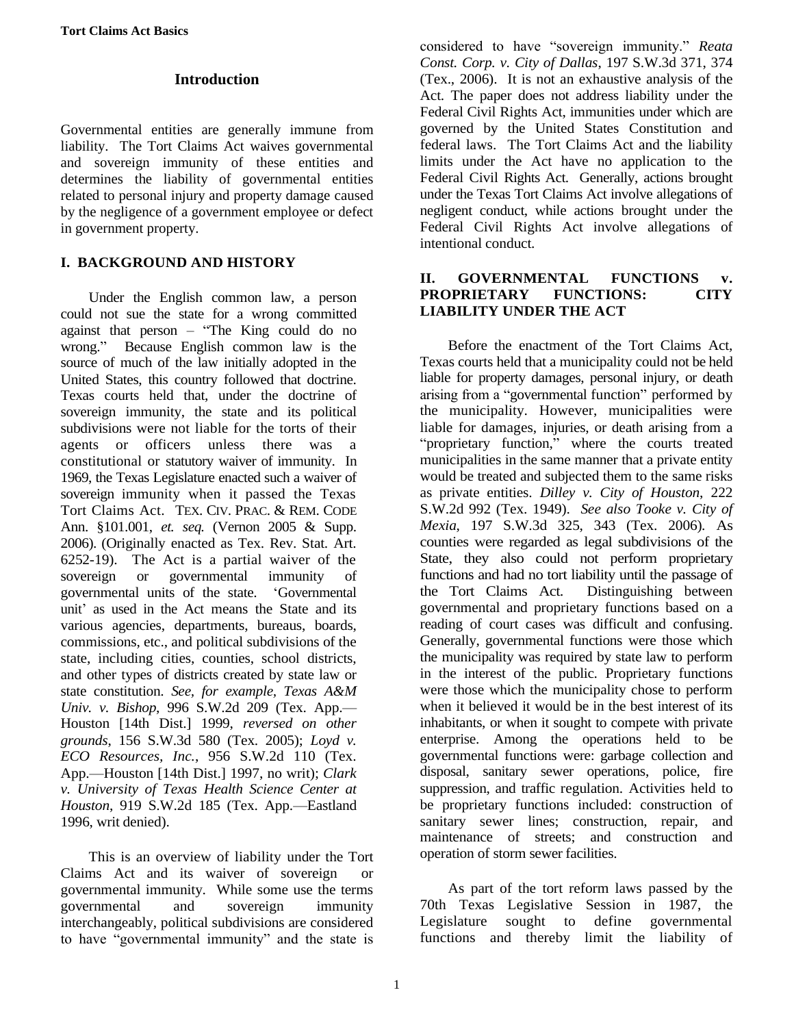## Introduction

Governmental entities are generally immune from liability. The Tort Claims Act waives governmental and sovereign immunity of these entities and determines the liability of governmental entities related to personal injury and property damage caused by the negligence of a government employee or defect in government property.

### I. BACKGROUND AND HISTORY

Under the English common law, a person could not sue the state for a wrong committed against that person – "The King could do no wrong." Because English common law is the source of much of the law initially adopted in the United States, this country followed that doctrine. Texas courts held that, under the doctrine of sovereign immunity, the state and its political subdivisions were not liable for the torts of their agents or officers unless there was a constitutional or statutory waiver of immunity. In 1969, the Texas Legislature enacted such a waiver of sovereign immunity when it passed the Texas Tort Claims Act. TEX. CIV. PRAC. & REM. CODE Ann. §101.001, *et. seq.* (Vernon 2005 & Supp. 2006). (Originally enacted as Tex. Rev. Stat. Art. 6252-19). The Act is a partial waiver of the sovereign or governmental immunity of governmental units of the state. 'Governmental unit' as used in the Act means the State and its various agencies, departments, bureaus, boards, commissions, etc., and political subdivisions of the state, including cities, counties, school districts, and other types of districts created by state law or state constitution. *See, for example, Texas A&M Univ. v. Bishop*, 996 S.W.2d 209 (Tex. App.—Houston [14th Dist.] 1999, *reversed on other grounds*, 156 S.W.3d 580 (Tex. 2005); *Loyd v. ECO Resources, Inc.*, 956 S.W.2d 110 (Tex. App.—Houston [14th Dist.] 1997, no writ); *Clark v. University of Texas Health Science Center at Houston*, 919 S.W.2d 185 (Tex. App.—Eastland 1996, writ denied).

This is an overview of liability under the Tort Claims Act and its waiver of sovereign or governmental immunity. While some use the terms governmental and sovereign immunity interchangeably, political subdivisions are considered to have "governmental immunity" and the state is considered to have "sovereign immunity." *Reata Const. Corp. v. City of Dallas*, 197 S.W.3d 371, 374 (Tex., 2006). It is not an exhaustive analysis of the Act. The paper does not address liability under the Federal Civil Rights Act, immunities under which are governed by the United States Constitution and federal laws. The Tort Claims Act and the liability limits under the Act have no application to the Federal Civil Rights Act. Generally, actions brought under the Texas Tort Claims Act involve allegations of negligent conduct, while actions brought under the Federal Civil Rights Act involve allegations of intentional conduct.

### II. GOVERNMENTAL FUNCTIONS v. PROPRIETARY FUNCTIONS: CITY LIABILITY UNDER THE ACT

Before the enactment of the Tort Claims Act, Texas courts held that a municipality could not be held liable for property damages, personal injury, or death arising from a "governmental function" performed by the municipality. However, municipalities were liable for damages, injuries, or death arising from a "proprietary function," where the courts treated municipalities in the same manner that a private entity would be treated and subjected them to the same risks as private entities. *Dilley v. City of Houston*, 222 S.W.2d 992 (Tex. 1949). *See also Tooke v. City of Mexia*, 197 S.W.3d 325, 343 (Tex. 2006). As counties were regarded as legal subdivisions of the State, they also could not perform proprietary functions and had no tort liability until the passage of the Tort Claims Act. Distinguishing between governmental and proprietary functions based on a reading of court cases was difficult and confusing. Generally, governmental functions were those which the municipality was required by state law to perform in the interest of the public. Proprietary functions were those which the municipality chose to perform when it believed it would be in the best interest of its inhabitants, or when it sought to compete with private enterprise. Among the operations held to be governmental functions were: garbage collection and disposal, sanitary sewer operations, police, fire suppression, and traffic regulation. Activities held to be proprietary functions included: construction of sanitary sewer lines; construction, repair, and maintenance of streets; and construction and operation of storm sewer facilities.

As part of the tort reform laws passed by the 70th Texas Legislative Session in 1987, the Legislature sought to define governmental functions and thereby limit the liability of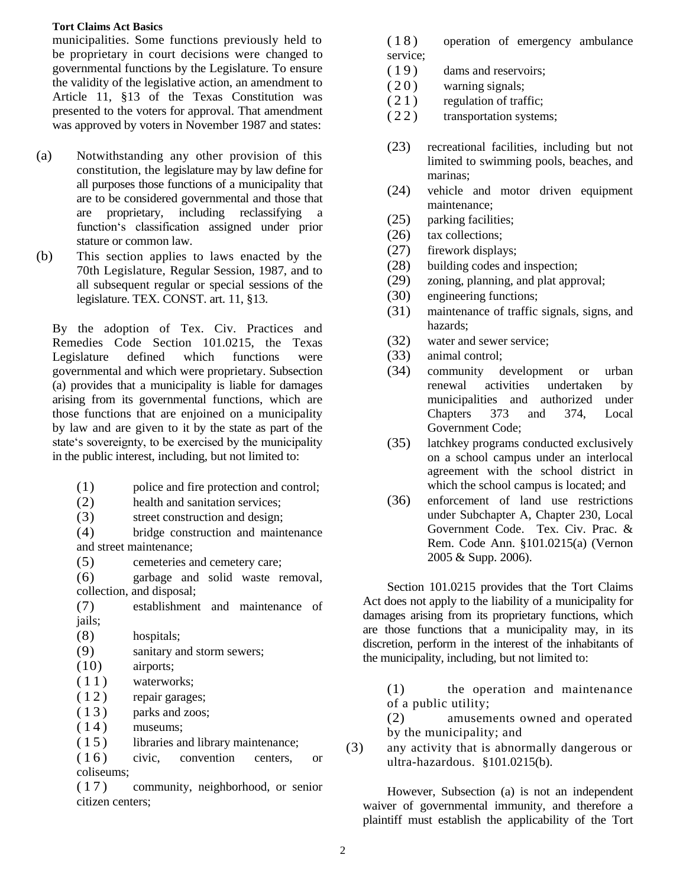municipalities. Some functions previously held to be proprietary in court decisions were changed to governmental functions by the Legislature. To ensure the validity of the legislative action, an amendment to Article 11, §13 of the Texas Constitution was presented to the voters for approval. That amendment was approved by voters in November 1987 and states:

(a) Notwithstanding any other provision of this constitution, the legislature may by law define for all purposes those functions of a municipality that are to be considered governmental and those that are proprietary, including reclassifying a function's classification assigned under prior stature or common law.

(b) This section applies to laws enacted by the 70th Legislature, Regular Session, 1987, and to all subsequent regular or special sessions of the legislature. TEX. CONST. art. 11, §13.

By the adoption of Tex. Civ. Practices and Remedies Code Section 101.0215, the Texas Legislature defined which functions were governmental and which were proprietary. Subsection (a) provides that a municipality is liable for damages arising from its governmental functions, which are those functions that are enjoined on a municipality by law and are given to it by the state as part of the state's sovereignty, to be exercised by the municipality in the public interest, including, but not limited to:

(1) police and fire protection and control;
(2) health and sanitation services;
(3) street construction and design;
(4) bridge construction and maintenance and street maintenance;
(5) cemeteries and cemetery care;
(6) garbage and solid waste removal, collection, and disposal;
(7) establishment and maintenance of jails;
(8) hospitals;
(9) sanitary and storm sewers;
(10) airports;
(11) waterworks;
(12) repair garages;
(13) parks and zoos;
(14) museums;
(15) libraries and library maintenance;
(16) civic, convention centers, or coliseums;
(17) community, neighborhood, or senior citizen centers;
(18) operation of emergency ambulance service;
(19) dams and reservoirs;
(20) warning signals;
(21) regulation of traffic;
(22) transportation systems;
(23) recreational facilities, including but not limited to swimming pools, beaches, and marinas;
(24) vehicle and motor driven equipment maintenance;
(25) parking facilities;
(26) tax collections;
(27) firework displays;
(28) building codes and inspection;
(29) zoning, planning, and plat approval;
(30) engineering functions;
(31) maintenance of traffic signals, signs, and hazards;
(32) water and sewer service;
(33) animal control;
(34) community development or urban renewal activities undertaken by municipalities and authorized under Chapters 373 and 374, Local Government Code;
(35) latchkey programs conducted exclusively on a school campus under an interlocal agreement with the school district in which the school campus is located; and
(36) enforcement of land use restrictions under Subchapter A, Chapter 230, Local Government Code. Tex. Civ. Prac. & Rem. Code Ann. §101.0215(a) (Vernon 2005 & Supp. 2006).

Section 101.0215 provides that the Tort Claims Act does not apply to the liability of a municipality for damages arising from its proprietary functions, which are those functions that a municipality may, in its discretion, perform in the interest of the inhabitants of the municipality, including, but not limited to:

(1) the operation and maintenance of a public utility;
(2) amusements owned and operated by the municipality; and
(3) any activity that is abnormally dangerous or ultra-hazardous. §101.0215(b).

However, Subsection (a) is not an independent waiver of governmental immunity, and therefore a plaintiff must establish the applicability of the Tort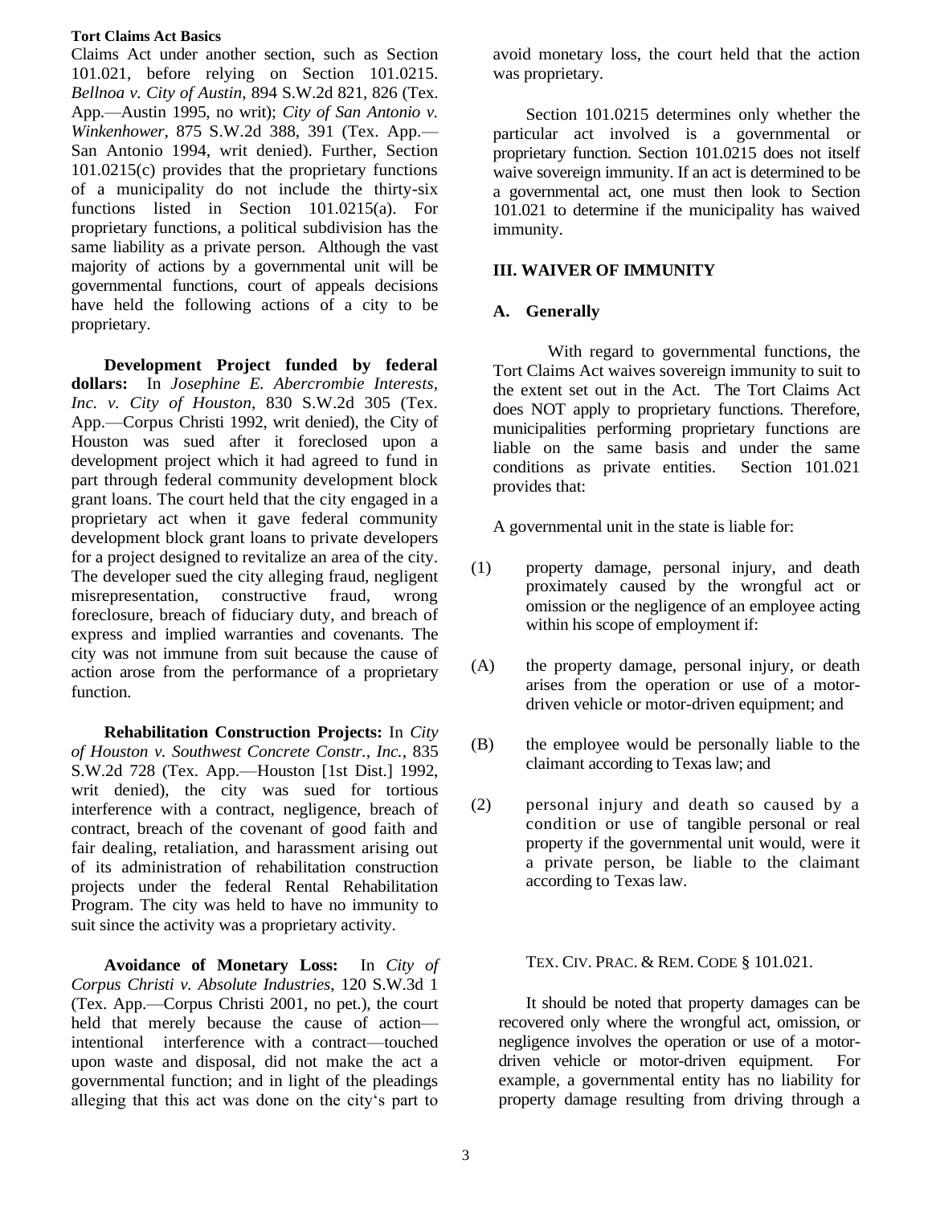Claims Act under another section, such as Section 101.021, before relying on Section 101.0215. *Bellnoa v. City of Austin*, 894 S.W.2d 821, 826 (Tex. App.—Austin 1995, no writ); *City of San Antonio v. Winkenhower*, 875 S.W.2d 388, 391 (Tex. App.—San Antonio 1994, writ denied). Further, Section 101.0215(c) provides that the proprietary functions of a municipality do not include the thirty-six functions listed in Section 101.0215(a). For proprietary functions, a political subdivision has the same liability as a private person. Although the vast majority of actions by a governmental unit will be governmental functions, court of appeals decisions have held the following actions of a city to be proprietary.

**Development Project funded by federal dollars:** In *Josephine E. Abercrombie Interests, Inc. v. City of Houston*, 830 S.W.2d 305 (Tex. App.—Corpus Christi 1992, writ denied), the City of Houston was sued after it foreclosed upon a development project which it had agreed to fund in part through federal community development block grant loans. The court held that the city engaged in a proprietary act when it gave federal community development block grant loans to private developers for a project designed to revitalize an area of the city. The developer sued the city alleging fraud, negligent misrepresentation, constructive fraud, wrong foreclosure, breach of fiduciary duty, and breach of express and implied warranties and covenants. The city was not immune from suit because the cause of action arose from the performance of a proprietary function.

**Rehabilitation Construction Projects:** In *City of Houston v. Southwest Concrete Constr., Inc.*, 835 S.W.2d 728 (Tex. App.—Houston [1st Dist.] 1992, writ denied), the city was sued for tortious interference with a contract, negligence, breach of contract, breach of the covenant of good faith and fair dealing, retaliation, and harassment arising out of its administration of rehabilitation construction projects under the federal Rental Rehabilitation Program. The city was held to have no immunity to suit since the activity was a proprietary activity.

**Avoidance of Monetary Loss:** In *City of Corpus Christi v. Absolute Industries*, 120 S.W.3d 1 (Tex. App.—Corpus Christi 2001, no pet.), the court held that merely because the cause of action—intentional interference with a contract—touched upon waste and disposal, did not make the act a governmental function; and in light of the pleadings alleging that this act was done on the city's part to avoid monetary loss, the court held that the action was proprietary.

Section 101.0215 determines only whether the particular act involved is a governmental or proprietary function. Section 101.0215 does not itself waive sovereign immunity. If an act is determined to be a governmental act, one must then look to Section 101.021 to determine if the municipality has waived immunity.

## III. WAIVER OF IMMUNITY

### A. Generally

With regard to governmental functions, the Tort Claims Act waives sovereign immunity to suit to the extent set out in the Act. The Tort Claims Act does NOT apply to proprietary functions. Therefore, municipalities performing proprietary functions are liable on the same basis and under the same conditions as private entities. Section 101.021 provides that:

A governmental unit in the state is liable for:

(1) property damage, personal injury, and death proximately caused by the wrongful act or omission or the negligence of an employee acting within his scope of employment if:

(A) the property damage, personal injury, or death arises from the operation or use of a motor-driven vehicle or motor-driven equipment; and

(B) the employee would be personally liable to the claimant according to Texas law; and

(2) personal injury and death so caused by a condition or use of tangible personal or real property if the governmental unit would, were it a private person, be liable to the claimant according to Texas law.

TEX. CIV. PRAC. & REM. CODE § 101.021.

It should be noted that property damages can be recovered only where the wrongful act, omission, or negligence involves the operation or use of a motor-driven vehicle or motor-driven equipment. For example, a governmental entity has no liability for property damage resulting from driving through a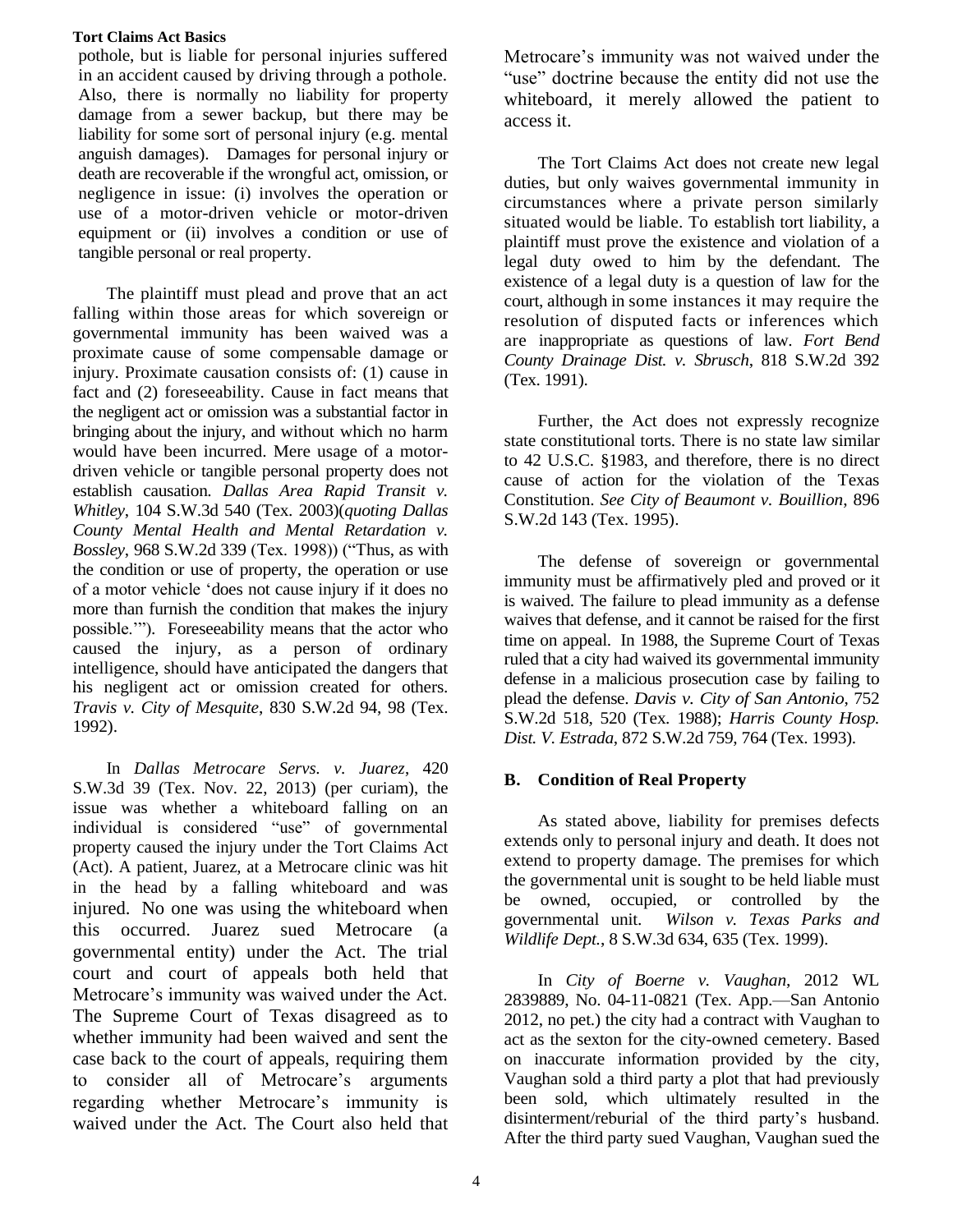pothole, but is liable for personal injuries suffered in an accident caused by driving through a pothole. Also, there is normally no liability for property damage from a sewer backup, but there may be liability for some sort of personal injury (e.g. mental anguish damages). Damages for personal injury or death are recoverable if the wrongful act, omission, or negligence in issue: (i) involves the operation or use of a motor-driven vehicle or motor-driven equipment or (ii) involves a condition or use of tangible personal or real property.

The plaintiff must plead and prove that an act falling within those areas for which sovereign or governmental immunity has been waived was a proximate cause of some compensable damage or injury. Proximate causation consists of: (1) cause in fact and (2) foreseeability. Cause in fact means that the negligent act or omission was a substantial factor in bringing about the injury, and without which no harm would have been incurred. Mere usage of a motor-driven vehicle or tangible personal property does not establish causation. *Dallas Area Rapid Transit v. Whitley*, 104 S.W.3d 540 (Tex. 2003)(*quoting Dallas County Mental Health and Mental Retardation v. Bossley*, 968 S.W.2d 339 (Tex. 1998)) ("Thus, as with the condition or use of property, the operation or use of a motor vehicle 'does not cause injury if it does no more than furnish the condition that makes the injury possible.'"). Foreseeability means that the actor who caused the injury, as a person of ordinary intelligence, should have anticipated the dangers that his negligent act or omission created for others. *Travis v. City of Mesquite*, 830 S.W.2d 94, 98 (Tex. 1992).

In *Dallas Metrocare Servs. v. Juarez*, 420 S.W.3d 39 (Tex. Nov. 22, 2013) (per curiam), the issue was whether a whiteboard falling on an individual is considered "use" of governmental property caused the injury under the Tort Claims Act (Act). A patient, Juarez, at a Metrocare clinic was hit in the head by a falling whiteboard and was injured. No one was using the whiteboard when this occurred. Juarez sued Metrocare (a governmental entity) under the Act. The trial court and court of appeals both held that Metrocare's immunity was waived under the Act. The Supreme Court of Texas disagreed as to whether immunity had been waived and sent the case back to the court of appeals, requiring them to consider all of Metrocare's arguments regarding whether Metrocare's immunity is waived under the Act. The Court also held that Metrocare's immunity was not waived under the "use" doctrine because the entity did not use the whiteboard, it merely allowed the patient to access it.

The Tort Claims Act does not create new legal duties, but only waives governmental immunity in circumstances where a private person similarly situated would be liable. To establish tort liability, a plaintiff must prove the existence and violation of a legal duty owed to him by the defendant. The existence of a legal duty is a question of law for the court, although in some instances it may require the resolution of disputed facts or inferences which are inappropriate as questions of law. *Fort Bend County Drainage Dist. v. Sbrusch*, 818 S.W.2d 392 (Tex. 1991).

Further, the Act does not expressly recognize state constitutional torts. There is no state law similar to 42 U.S.C. §1983, and therefore, there is no direct cause of action for the violation of the Texas Constitution. *See City of Beaumont v. Bouillion*, 896 S.W.2d 143 (Tex. 1995).

The defense of sovereign or governmental immunity must be affirmatively pled and proved or it is waived. The failure to plead immunity as a defense waives that defense, and it cannot be raised for the first time on appeal. In 1988, the Supreme Court of Texas ruled that a city had waived its governmental immunity defense in a malicious prosecution case by failing to plead the defense. *Davis v. City of San Antonio*, 752 S.W.2d 518, 520 (Tex. 1988); *Harris County Hosp. Dist. V. Estrada*, 872 S.W.2d 759, 764 (Tex. 1993).

### B. Condition of Real Property

As stated above, liability for premises defects extends only to personal injury and death. It does not extend to property damage. The premises for which the governmental unit is sought to be held liable must be owned, occupied, or controlled by the governmental unit. *Wilson v. Texas Parks and Wildlife Dept.*, 8 S.W.3d 634, 635 (Tex. 1999).

In *City of Boerne v. Vaughan*, 2012 WL 2839889, No. 04-11-0821 (Tex. App.—San Antonio 2012, no pet.) the city had a contract with Vaughan to act as the sexton for the city-owned cemetery. Based on inaccurate information provided by the city, Vaughan sold a third party a plot that had previously been sold, which ultimately resulted in the disinterment/reburial of the third party's husband. After the third party sued Vaughan, Vaughan sued the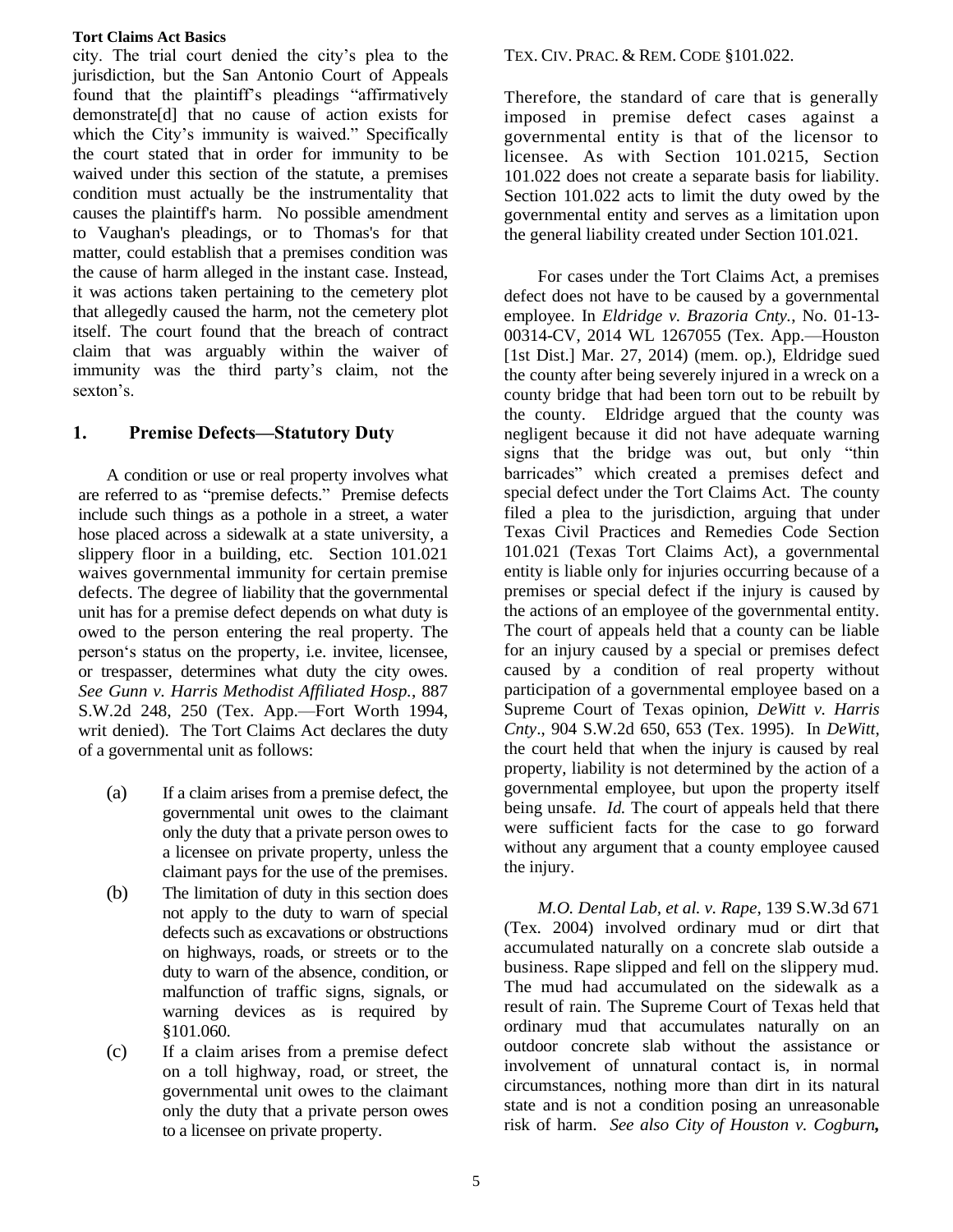city. The trial court denied the city's plea to the jurisdiction, but the San Antonio Court of Appeals found that the plaintiff's pleadings "affirmatively demonstrate[d] that no cause of action exists for which the City's immunity is waived." Specifically the court stated that in order for immunity to be waived under this section of the statute, a premises condition must actually be the instrumentality that causes the plaintiff's harm. No possible amendment to Vaughan's pleadings, or to Thomas's for that matter, could establish that a premises condition was the cause of harm alleged in the instant case. Instead, it was actions taken pertaining to the cemetery plot that allegedly caused the harm, not the cemetery plot itself. The court found that the breach of contract claim that was arguably within the waiver of immunity was the third party's claim, not the sexton's.

## 1. Premise Defects—Statutory Duty

A condition or use or real property involves what are referred to as "premise defects." Premise defects include such things as a pothole in a street, a water hose placed across a sidewalk at a state university, a slippery floor in a building, etc. Section 101.021 waives governmental immunity for certain premise defects. The degree of liability that the governmental unit has for a premise defect depends on what duty is owed to the person entering the real property. The person's status on the property, i.e. invitee, licensee, or trespasser, determines what duty the city owes. *See Gunn v. Harris Methodist Affiliated Hosp.*, 887 S.W.2d 248, 250 (Tex. App.—Fort Worth 1994, writ denied). The Tort Claims Act declares the duty of a governmental unit as follows:

(a) If a claim arises from a premise defect, the governmental unit owes to the claimant only the duty that a private person owes to a licensee on private property, unless the claimant pays for the use of the premises.

(b) The limitation of duty in this section does not apply to the duty to warn of special defects such as excavations or obstructions on highways, roads, or streets or to the duty to warn of the absence, condition, or malfunction of traffic signs, signals, or warning devices as is required by §101.060.

(c) If a claim arises from a premise defect on a toll highway, road, or street, the governmental unit owes to the claimant only the duty that a private person owes to a licensee on private property.

TEX. CIV. PRAC. & REM. CODE §101.022.

Therefore, the standard of care that is generally imposed in premise defect cases against a governmental entity is that of the licensor to licensee. As with Section 101.0215, Section 101.022 does not create a separate basis for liability. Section 101.022 acts to limit the duty owed by the governmental entity and serves as a limitation upon the general liability created under Section 101.021.

For cases under the Tort Claims Act, a premises defect does not have to be caused by a governmental employee. In *Eldridge v. Brazoria Cnty.*, No. 01-13-00314-CV, 2014 WL 1267055 (Tex. App.—Houston [1st Dist.] Mar. 27, 2014) (mem. op.), Eldridge sued the county after being severely injured in a wreck on a county bridge that had been torn out to be rebuilt by the county. Eldridge argued that the county was negligent because it did not have adequate warning signs that the bridge was out, but only "thin barricades" which created a premises defect and special defect under the Tort Claims Act. The county filed a plea to the jurisdiction, arguing that under Texas Civil Practices and Remedies Code Section 101.021 (Texas Tort Claims Act), a governmental entity is liable only for injuries occurring because of a premises or special defect if the injury is caused by the actions of an employee of the governmental entity. The court of appeals held that a county can be liable for an injury caused by a special or premises defect caused by a condition of real property without participation of a governmental employee based on a Supreme Court of Texas opinion, *DeWitt v. Harris Cnty*., 904 S.W.2d 650, 653 (Tex. 1995). In *DeWitt*, the court held that when the injury is caused by real property, liability is not determined by the action of a governmental employee, but upon the property itself being unsafe. *Id.* The court of appeals held that there were sufficient facts for the case to go forward without any argument that a county employee caused the injury.

*M.O. Dental Lab, et al. v. Rape*, 139 S.W.3d 671 (Tex. 2004) involved ordinary mud or dirt that accumulated naturally on a concrete slab outside a business. Rape slipped and fell on the slippery mud. The mud had accumulated on the sidewalk as a result of rain. The Supreme Court of Texas held that ordinary mud that accumulates naturally on an outdoor concrete slab without the assistance or involvement of unnatural contact is, in normal circumstances, nothing more than dirt in its natural state and is not a condition posing an unreasonable risk of harm. *See also City of Houston v. Cogburn,*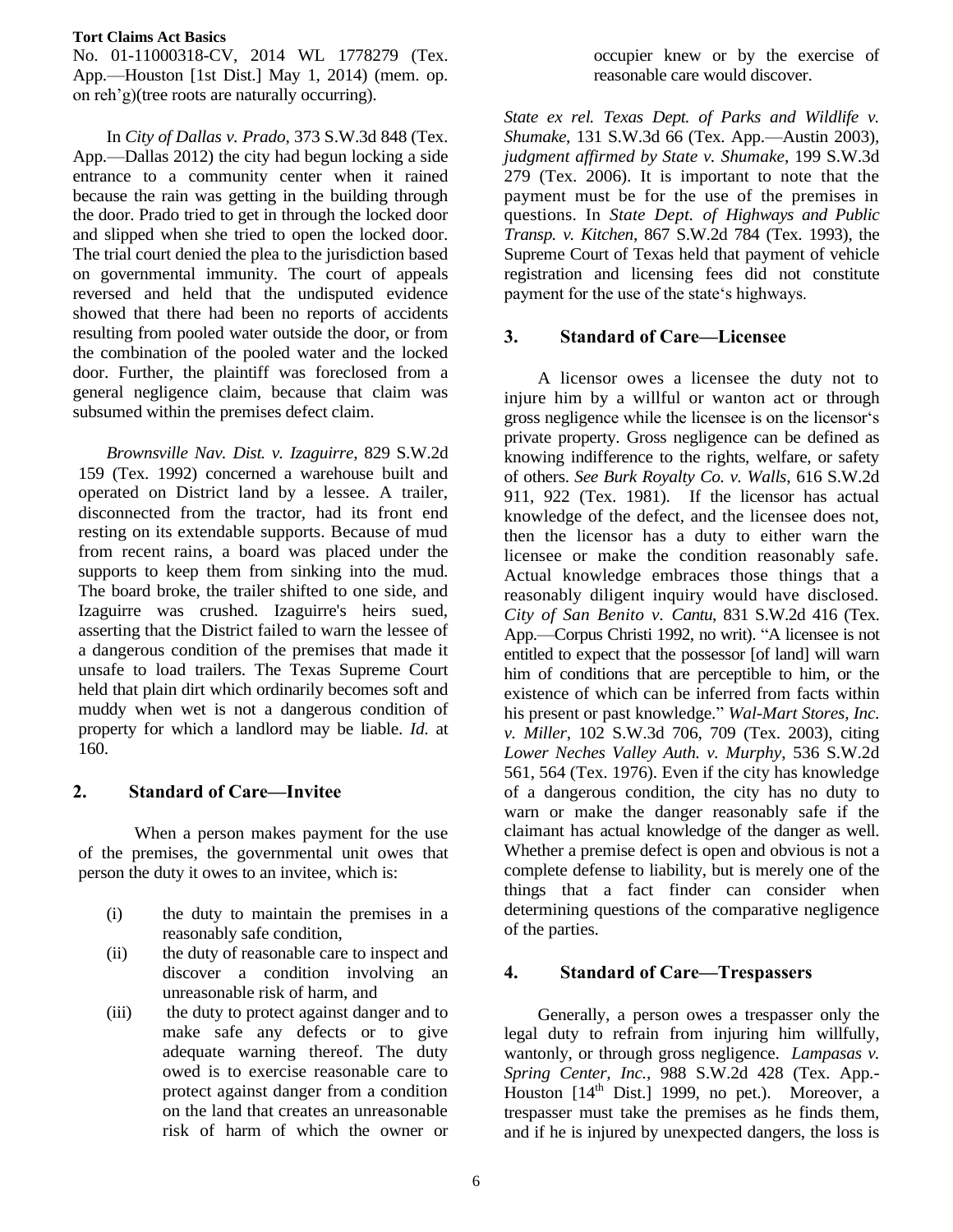No. 01-11000318-CV, 2014 WL 1778279 (Tex. App.—Houston [1st Dist.] May 1, 2014) (mem. op. on reh'g)(tree roots are naturally occurring).

In *City of Dallas v. Prado*, 373 S.W.3d 848 (Tex. App.—Dallas 2012) the city had begun locking a side entrance to a community center when it rained because the rain was getting in the building through the door. Prado tried to get in through the locked door and slipped when she tried to open the locked door. The trial court denied the plea to the jurisdiction based on governmental immunity. The court of appeals reversed and held that the undisputed evidence showed that there had been no reports of accidents resulting from pooled water outside the door, or from the combination of the pooled water and the locked door. Further, the plaintiff was foreclosed from a general negligence claim, because that claim was subsumed within the premises defect claim.

*Brownsville Nav. Dist. v. Izaguirre*, 829 S.W.2d 159 (Tex. 1992) concerned a warehouse built and operated on District land by a lessee. A trailer, disconnected from the tractor, had its front end resting on its extendable supports. Because of mud from recent rains, a board was placed under the supports to keep them from sinking into the mud. The board broke, the trailer shifted to one side, and Izaguirre was crushed. Izaguirre's heirs sued, asserting that the District failed to warn the lessee of a dangerous condition of the premises that made it unsafe to load trailers. The Texas Supreme Court held that plain dirt which ordinarily becomes soft and muddy when wet is not a dangerous condition of property for which a landlord may be liable. *Id.* at 160.

## 2. Standard of Care—Invitee

When a person makes payment for the use of the premises, the governmental unit owes that person the duty it owes to an invitee, which is:

(i) the duty to maintain the premises in a reasonably safe condition,

(ii) the duty of reasonable care to inspect and discover a condition involving an unreasonable risk of harm, and

(iii) the duty to protect against danger and to make safe any defects or to give adequate warning thereof. The duty owed is to exercise reasonable care to protect against danger from a condition on the land that creates an unreasonable risk of harm of which the owner or occupier knew or by the exercise of reasonable care would discover.

*State ex rel. Texas Dept. of Parks and Wildlife v. Shumake*, 131 S.W.3d 66 (Tex. App.—Austin 2003), *judgment affirmed by State v. Shumake*, 199 S.W.3d 279 (Tex. 2006). It is important to note that the payment must be for the use of the premises in questions. In *State Dept. of Highways and Public Transp. v. Kitchen*, 867 S.W.2d 784 (Tex. 1993), the Supreme Court of Texas held that payment of vehicle registration and licensing fees did not constitute payment for the use of the state's highways.

## 3. Standard of Care—Licensee

A licensor owes a licensee the duty not to injure him by a willful or wanton act or through gross negligence while the licensee is on the licensor's private property. Gross negligence can be defined as knowing indifference to the rights, welfare, or safety of others. *See Burk Royalty Co. v. Walls*, 616 S.W.2d 911, 922 (Tex. 1981). If the licensor has actual knowledge of the defect, and the licensee does not, then the licensor has a duty to either warn the licensee or make the condition reasonably safe. Actual knowledge embraces those things that a reasonably diligent inquiry would have disclosed. *City of San Benito v. Cantu*, 831 S.W.2d 416 (Tex. App.—Corpus Christi 1992, no writ). "A licensee is not entitled to expect that the possessor [of land] will warn him of conditions that are perceptible to him, or the existence of which can be inferred from facts within his present or past knowledge." *Wal-Mart Stores, Inc. v. Miller*, 102 S.W.3d 706, 709 (Tex. 2003), citing *Lower Neches Valley Auth. v. Murphy*, 536 S.W.2d 561, 564 (Tex. 1976). Even if the city has knowledge of a dangerous condition, the city has no duty to warn or make the danger reasonably safe if the claimant has actual knowledge of the danger as well. Whether a premise defect is open and obvious is not a complete defense to liability, but is merely one of the things that a fact finder can consider when determining questions of the comparative negligence of the parties.

## 4. Standard of Care—Trespassers

Generally, a person owes a trespasser only the legal duty to refrain from injuring him willfully, wantonly, or through gross negligence. *Lampasas v. Spring Center, Inc.*, 988 S.W.2d 428 (Tex. App.-Houston [14th Dist.] 1999, no pet.). Moreover, a trespasser must take the premises as he finds them, and if he is injured by unexpected dangers, the loss is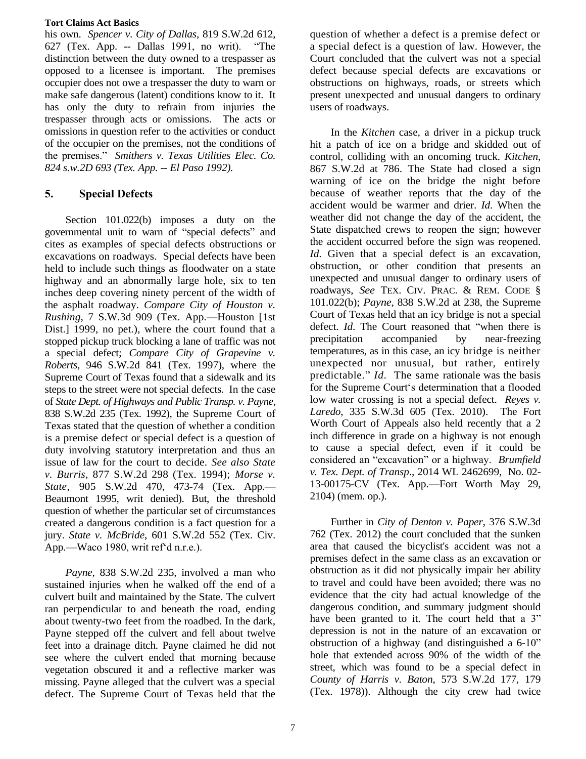his own. *Spencer v. City of Dallas,* 819 S.W.2d 612, 627 (Tex. App. -- Dallas 1991, no writ). "The distinction between the duty owned to a trespasser as opposed to a licensee is important. The premises occupier does not owe a trespasser the duty to warn or make safe dangerous (latent) conditions know to it. It has only the duty to refrain from injuries the trespasser through acts or omissions. The acts or omissions in question refer to the activities or conduct of the occupier on the premises, not the conditions of the premises." *Smithers v. Texas Utilities Elec. Co. 824 s.w.2D 693 (Tex. App. -- El Paso 1992).*

## 5. Special Defects

Section 101.022(b) imposes a duty on the governmental unit to warn of "special defects" and cites as examples of special defects obstructions or excavations on roadways. Special defects have been held to include such things as floodwater on a state highway and an abnormally large hole, six to ten inches deep covering ninety percent of the width of the asphalt roadway. *Compare City of Houston v. Rushing*, 7 S.W.3d 909 (Tex. App.—Houston [1st Dist.] 1999, no pet.), where the court found that a stopped pickup truck blocking a lane of traffic was not a special defect; *Compare City of Grapevine v. Roberts*, 946 S.W.2d 841 (Tex. 1997), where the Supreme Court of Texas found that a sidewalk and its steps to the street were not special defects. In the case of *State Dept. of Highways and Public Transp. v. Payne*, 838 S.W.2d 235 (Tex. 1992), the Supreme Court of Texas stated that the question of whether a condition is a premise defect or special defect is a question of duty involving statutory interpretation and thus an issue of law for the court to decide. *See also State v. Burris*, 877 S.W.2d 298 (Tex. 1994); *Morse v. State*, 905 S.W.2d 470, 473-74 (Tex. App.—Beaumont 1995, writ denied). But, the threshold question of whether the particular set of circumstances created a dangerous condition is a fact question for a jury. *State v. McBride*, 601 S.W.2d 552 (Tex. Civ. App.—Waco 1980, writ ref'd n.r.e.).

*Payne*, 838 S.W.2d 235, involved a man who sustained injuries when he walked off the end of a culvert built and maintained by the State. The culvert ran perpendicular to and beneath the road, ending about twenty-two feet from the roadbed. In the dark, Payne stepped off the culvert and fell about twelve feet into a drainage ditch. Payne claimed he did not see where the culvert ended that morning because vegetation obscured it and a reflective marker was missing. Payne alleged that the culvert was a special defect. The Supreme Court of Texas held that the question of whether a defect is a premise defect or a special defect is a question of law. However, the Court concluded that the culvert was not a special defect because special defects are excavations or obstructions on highways, roads, or streets which present unexpected and unusual dangers to ordinary users of roadways.

In the *Kitchen* case, a driver in a pickup truck hit a patch of ice on a bridge and skidded out of control, colliding with an oncoming truck. *Kitchen*, 867 S.W.2d at 786. The State had closed a sign warning of ice on the bridge the night before because of weather reports that the day of the accident would be warmer and drier. *Id*. When the weather did not change the day of the accident, the State dispatched crews to reopen the sign; however the accident occurred before the sign was reopened. *Id*. Given that a special defect is an excavation, obstruction, or other condition that presents an unexpected and unusual danger to ordinary users of roadways, *See* TEX. CIV. PRAC. & REM. CODE § 101.022(b); *Payne*, 838 S.W.2d at 238, the Supreme Court of Texas held that an icy bridge is not a special defect. *Id*. The Court reasoned that "when there is precipitation accompanied by near-freezing temperatures, as in this case, an icy bridge is neither unexpected nor unusual, but rather, entirely predictable." *Id*. The same rationale was the basis for the Supreme Court's determination that a flooded low water crossing is not a special defect. *Reyes v. Laredo*, 335 S.W.3d 605 (Tex. 2010). The Fort Worth Court of Appeals also held recently that a 2 inch difference in grade on a highway is not enough to cause a special defect, even if it could be considered an "excavation" or a highway. *Brumfield v. Tex. Dept. of Transp*., 2014 WL 2462699, No. 02-13-00175-CV (Tex. App.—Fort Worth May 29, 2104) (mem. op.).

Further in *City of Denton v. Paper*, 376 S.W.3d 762 (Tex. 2012) the court concluded that the sunken area that caused the bicyclist's accident was not a premises defect in the same class as an excavation or obstruction as it did not physically impair her ability to travel and could have been avoided; there was no evidence that the city had actual knowledge of the dangerous condition, and summary judgment should have been granted to it. The court held that a 3" depression is not in the nature of an excavation or obstruction of a highway (and distinguished a 6-10" hole that extended across 90% of the width of the street, which was found to be a special defect in *County of Harris v. Baton*, 573 S.W.2d 177, 179 (Tex. 1978)). Although the city crew had twice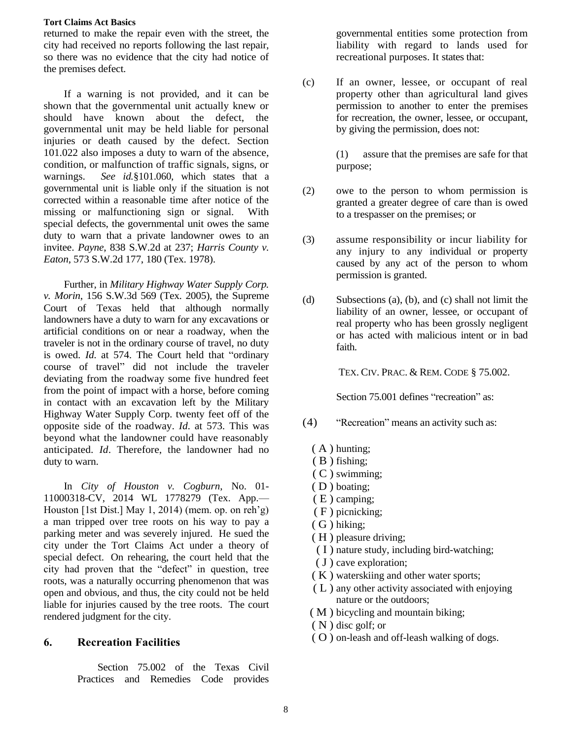returned to make the repair even with the street, the city had received no reports following the last repair, so there was no evidence that the city had notice of the premises defect.

If a warning is not provided, and it can be shown that the governmental unit actually knew or should have known about the defect, the governmental unit may be held liable for personal injuries or death caused by the defect. Section 101.022 also imposes a duty to warn of the absence, condition, or malfunction of traffic signals, signs, or warnings. *See id.*§101.060, which states that a governmental unit is liable only if the situation is not corrected within a reasonable time after notice of the missing or malfunctioning sign or signal. With special defects, the governmental unit owes the same duty to warn that a private landowner owes to an invitee. *Payne*, 838 S.W.2d at 237; *Harris County v. Eaton*, 573 S.W.2d 177, 180 (Tex. 1978).

Further, in *Military Highway Water Supply Corp. v. Morin*, 156 S.W.3d 569 (Tex. 2005), the Supreme Court of Texas held that although normally landowners have a duty to warn for any excavations or artificial conditions on or near a roadway, when the traveler is not in the ordinary course of travel, no duty is owed. *Id.* at 574. The Court held that "ordinary course of travel" did not include the traveler deviating from the roadway some five hundred feet from the point of impact with a horse, before coming in contact with an excavation left by the Military Highway Water Supply Corp. twenty feet off of the opposite side of the roadway. *Id.* at 573. This was beyond what the landowner could have reasonably anticipated. *Id*. Therefore, the landowner had no duty to warn.

In *City of Houston v. Cogburn*, No. 01-11000318-CV, 2014 WL 1778279 (Tex. App.—Houston [1st Dist.] May 1, 2014) (mem. op. on reh'g) a man tripped over tree roots on his way to pay a parking meter and was severely injured. He sued the city under the Tort Claims Act under a theory of special defect. On rehearing, the court held that the city had proven that the "defect" in question, tree roots, was a naturally occurring phenomenon that was open and obvious, and thus, the city could not be held liable for injuries caused by the tree roots. The court rendered judgment for the city.

## 6. Recreation Facilities

Section 75.002 of the Texas Civil Practices and Remedies Code provides governmental entities some protection from liability with regard to lands used for recreational purposes. It states that:

(c) If an owner, lessee, or occupant of real property other than agricultural land gives permission to another to enter the premises for recreation, the owner, lessee, or occupant, by giving the permission, does not:

(1) assure that the premises are safe for that purpose;

(2) owe to the person to whom permission is granted a greater degree of care than is owed to a trespasser on the premises; or

(3) assume responsibility or incur liability for any injury to any individual or property caused by any act of the person to whom permission is granted.

(d) Subsections (a), (b), and (c) shall not limit the liability of an owner, lessee, or occupant of real property who has been grossly negligent or has acted with malicious intent or in bad faith.

TEX. CIV. PRAC. & REM. CODE § 75.002.

Section 75.001 defines "recreation" as:

(4) "Recreation" means an activity such as:

( A ) hunting;
( B ) fishing;
( C ) swimming;
( D ) boating;
( E ) camping;
( F ) picnicking;
( G ) hiking;
( H ) pleasure driving;
( I ) nature study, including bird-watching;
( J ) cave exploration;
( K ) waterskiing and other water sports;
( L ) any other activity associated with enjoying nature or the outdoors;
( M ) bicycling and mountain biking;
( N ) disc golf; or
( O ) on-leash and off-leash walking of dogs.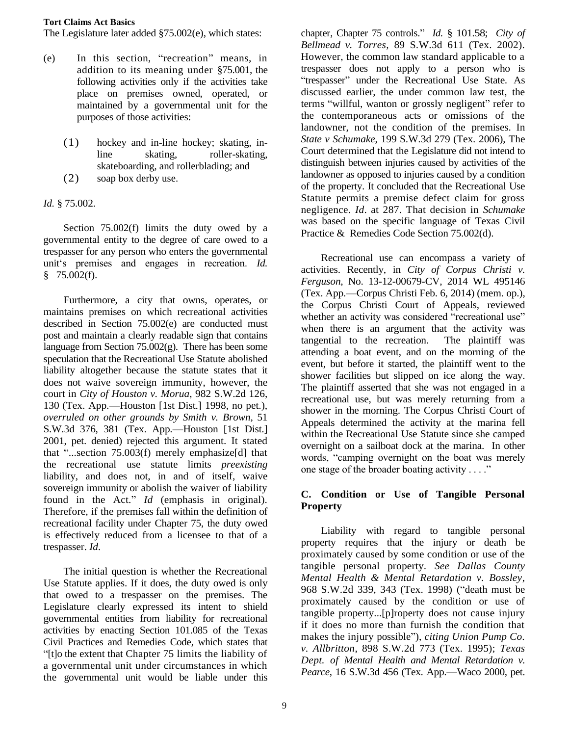The Legislature later added §75.002(e), which states:

(e) In this section, "recreation" means, in addition to its meaning under §75.001, the following activities only if the activities take place on premises owned, operated, or maintained by a governmental unit for the purposes of those activities:

(1) hockey and in-line hockey; skating, in-line skating, roller-skating, skateboarding, and rollerblading; and
(2) soap box derby use.

*Id.* § 75.002.

Section 75.002(f) limits the duty owed by a governmental entity to the degree of care owed to a trespasser for any person who enters the governmental unit's premises and engages in recreation. *Id.* § 75.002(f).

Furthermore, a city that owns, operates, or maintains premises on which recreational activities described in Section 75.002(e) are conducted must post and maintain a clearly readable sign that contains language from Section 75.002(g). There has been some speculation that the Recreational Use Statute abolished liability altogether because the statute states that it does not waive sovereign immunity, however, the court in *City of Houston v. Morua*, 982 S.W.2d 126, 130 (Tex. App.—Houston [1st Dist.] 1998, no pet.), *overruled on other grounds by Smith v. Brown*, 51 S.W.3d 376, 381 (Tex. App.—Houston [1st Dist.] 2001, pet. denied) rejected this argument. It stated that "...section 75.003(f) merely emphasize[d] that the recreational use statute limits *preexisting* liability, and does not, in and of itself, waive sovereign immunity or abolish the waiver of liability found in the Act." *Id* (emphasis in original). Therefore, if the premises fall within the definition of recreational facility under Chapter 75, the duty owed is effectively reduced from a licensee to that of a trespasser. *Id*.

The initial question is whether the Recreational Use Statute applies. If it does, the duty owed is only that owed to a trespasser on the premises. The Legislature clearly expressed its intent to shield governmental entities from liability for recreational activities by enacting Section 101.085 of the Texas Civil Practices and Remedies Code, which states that "[t]o the extent that Chapter 75 limits the liability of a governmental unit under circumstances in which the governmental unit would be liable under this chapter, Chapter 75 controls." *Id.* § 101.58; *City of Bellmead v. Torres*, 89 S.W.3d 611 (Tex. 2002). However, the common law standard applicable to a trespasser does not apply to a person who is "trespasser" under the Recreational Use State. As discussed earlier, the under common law test, the terms "willful, wanton or grossly negligent" refer to the contemporaneous acts or omissions of the landowner, not the condition of the premises. In *State v Schumake*, 199 S.W.3d 279 (Tex. 2006), The Court determined that the Legislature did not intend to distinguish between injuries caused by activities of the landowner as opposed to injuries caused by a condition of the property. It concluded that the Recreational Use Statute permits a premise defect claim for gross negligence. *Id*. at 287. That decision in *Schumake* was based on the specific language of Texas Civil Practice & Remedies Code Section 75.002(d).

Recreational use can encompass a variety of activities. Recently, in *City of Corpus Christi v. Ferguson*, No. 13-12-00679-CV, 2014 WL 495146 (Tex. App.—Corpus Christi Feb. 6, 2014) (mem. op.), the Corpus Christi Court of Appeals, reviewed whether an activity was considered "recreational use" when there is an argument that the activity was tangential to the recreation. The plaintiff was attending a boat event, and on the morning of the event, but before it started, the plaintiff went to the shower facilities but slipped on ice along the way. The plaintiff asserted that she was not engaged in a recreational use, but was merely returning from a shower in the morning. The Corpus Christi Court of Appeals determined the activity at the marina fell within the Recreational Use Statute since she camped overnight on a sailboat dock at the marina. In other words, "camping overnight on the boat was merely one stage of the broader boating activity . . . ."

## C. Condition or Use of Tangible Personal Property

Liability with regard to tangible personal property requires that the injury or death be proximately caused by some condition or use of the tangible personal property. *See Dallas County Mental Health & Mental Retardation v. Bossley*, 968 S.W.2d 339, 343 (Tex. 1998) ("death must be proximately caused by the condition or use of tangible property...[p]roperty does not cause injury if it does no more than furnish the condition that makes the injury possible"), *citing Union Pump Co. v. Allbritton*, 898 S.W.2d 773 (Tex. 1995); *Texas Dept. of Mental Health and Mental Retardation v. Pearce*, 16 S.W.3d 456 (Tex. App.—Waco 2000, pet.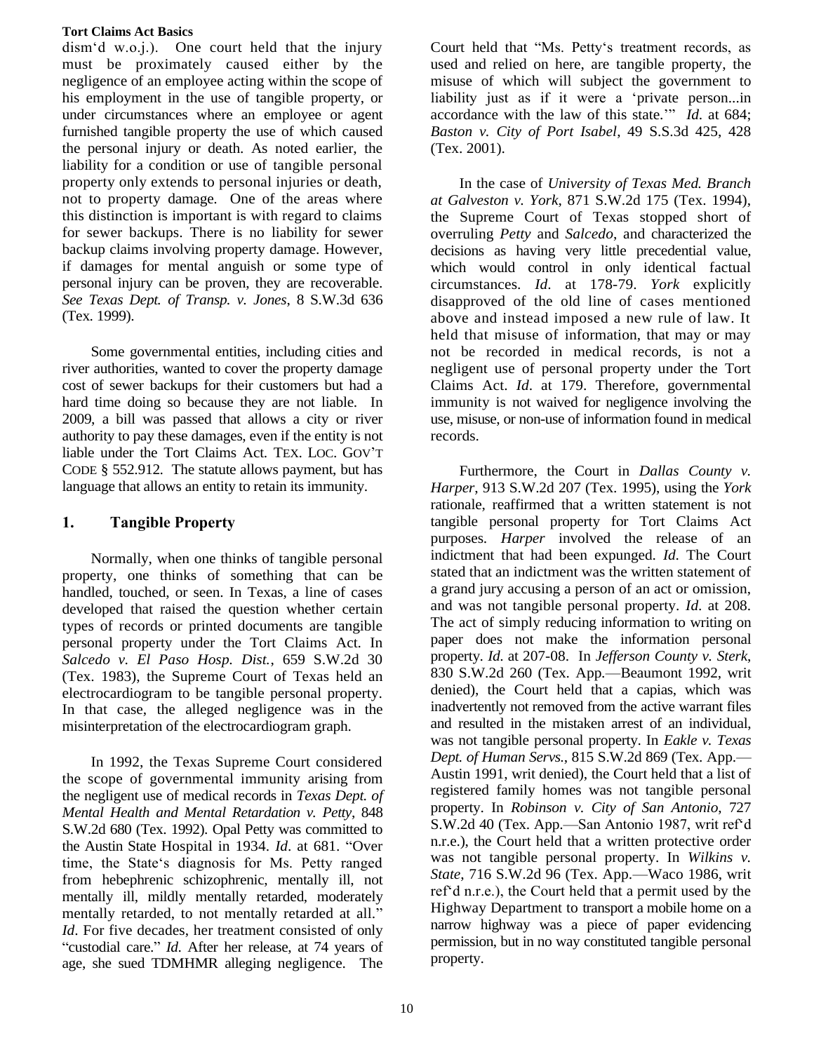dism'd w.o.j.). One court held that the injury must be proximately caused either by the negligence of an employee acting within the scope of his employment in the use of tangible property, or under circumstances where an employee or agent furnished tangible property the use of which caused the personal injury or death. As noted earlier, the liability for a condition or use of tangible personal property only extends to personal injuries or death, not to property damage. One of the areas where this distinction is important is with regard to claims for sewer backups. There is no liability for sewer backup claims involving property damage. However, if damages for mental anguish or some type of personal injury can be proven, they are recoverable. *See Texas Dept. of Transp. v. Jones*, 8 S.W.3d 636 (Tex. 1999).

Some governmental entities, including cities and river authorities, wanted to cover the property damage cost of sewer backups for their customers but had a hard time doing so because they are not liable. In 2009, a bill was passed that allows a city or river authority to pay these damages, even if the entity is not liable under the Tort Claims Act. TEX. LOC. GOV'T CODE § 552.912. The statute allows payment, but has language that allows an entity to retain its immunity.

## 1. Tangible Property

Normally, when one thinks of tangible personal property, one thinks of something that can be handled, touched, or seen. In Texas, a line of cases developed that raised the question whether certain types of records or printed documents are tangible personal property under the Tort Claims Act. In *Salcedo v. El Paso Hosp. Dist.*, 659 S.W.2d 30 (Tex. 1983), the Supreme Court of Texas held an electrocardiogram to be tangible personal property. In that case, the alleged negligence was in the misinterpretation of the electrocardiogram graph.

In 1992, the Texas Supreme Court considered the scope of governmental immunity arising from the negligent use of medical records in *Texas Dept. of Mental Health and Mental Retardation v. Petty*, 848 S.W.2d 680 (Tex. 1992). Opal Petty was committed to the Austin State Hospital in 1934. *Id*. at 681. "Over time, the State's diagnosis for Ms. Petty ranged from hebephrenic schizophrenic, mentally ill, not mentally ill, mildly mentally retarded, moderately mentally retarded, to not mentally retarded at all." *Id*. For five decades, her treatment consisted of only "custodial care." *Id.* After her release, at 74 years of age, she sued TDMHMR alleging negligence. The Court held that "Ms. Petty's treatment records, as used and relied on here, are tangible property, the misuse of which will subject the government to liability just as if it were a 'private person...in accordance with the law of this state.'" *Id.* at 684; *Baston v. City of Port Isabel*, 49 S.S.3d 425, 428 (Tex. 2001).

In the case of *University of Texas Med. Branch at Galveston v. York*, 871 S.W.2d 175 (Tex. 1994), the Supreme Court of Texas stopped short of overruling *Petty* and *Salcedo*, and characterized the decisions as having very little precedential value, which would control in only identical factual circumstances. *Id*. at 178-79. *York* explicitly disapproved of the old line of cases mentioned above and instead imposed a new rule of law. It held that misuse of information, that may or may not be recorded in medical records, is not a negligent use of personal property under the Tort Claims Act. *Id*. at 179. Therefore, governmental immunity is not waived for negligence involving the use, misuse, or non-use of information found in medical records.

Furthermore, the Court in *Dallas County v. Harper*, 913 S.W.2d 207 (Tex. 1995), using the *York* rationale, reaffirmed that a written statement is not tangible personal property for Tort Claims Act purposes. *Harper* involved the release of an indictment that had been expunged. *Id*. The Court stated that an indictment was the written statement of a grand jury accusing a person of an act or omission, and was not tangible personal property. *Id*. at 208. The act of simply reducing information to writing on paper does not make the information personal property. *Id*. at 207-08. In *Jefferson County v. Sterk*, 830 S.W.2d 260 (Tex. App.—Beaumont 1992, writ denied), the Court held that a capias, which was inadvertently not removed from the active warrant files and resulted in the mistaken arrest of an individual, was not tangible personal property. In *Eakle v. Texas Dept. of Human Servs.*, 815 S.W.2d 869 (Tex. App.—Austin 1991, writ denied), the Court held that a list of registered family homes was not tangible personal property. In *Robinson v. City of San Antonio*, 727 S.W.2d 40 (Tex. App.—San Antonio 1987, writ ref'd n.r.e.), the Court held that a written protective order was not tangible personal property. In *Wilkins v. State*, 716 S.W.2d 96 (Tex. App.—Waco 1986, writ ref'd n.r.e.), the Court held that a permit used by the Highway Department to transport a mobile home on a narrow highway was a piece of paper evidencing permission, but in no way constituted tangible personal property.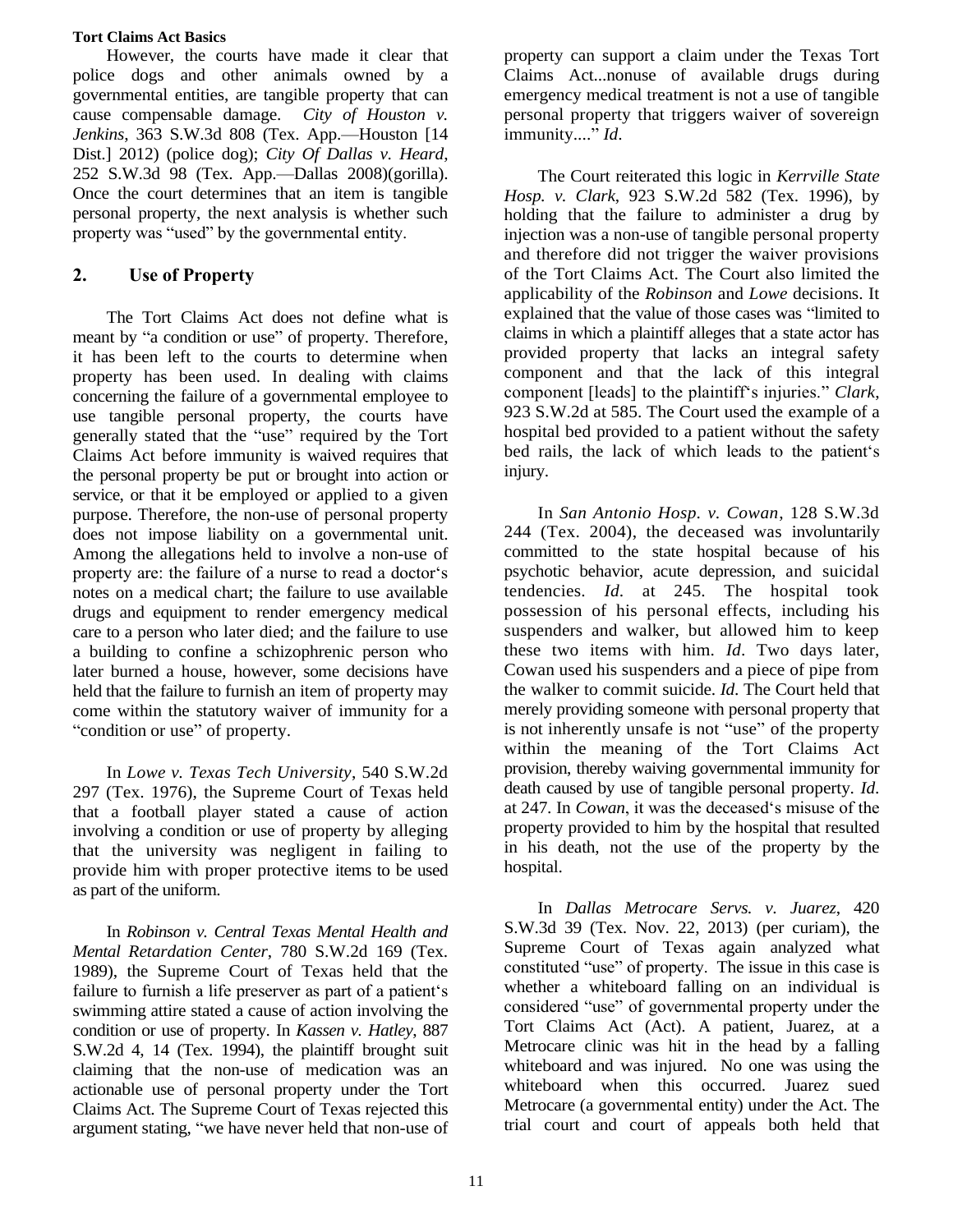However, the courts have made it clear that police dogs and other animals owned by a governmental entities, are tangible property that can cause compensable damage. *City of Houston v. Jenkins*, 363 S.W.3d 808 (Tex. App.—Houston [14 Dist.] 2012) (police dog); *City Of Dallas v. Heard*, 252 S.W.3d 98 (Tex. App.—Dallas 2008)(gorilla). Once the court determines that an item is tangible personal property, the next analysis is whether such property was "used" by the governmental entity.

## 2. Use of Property

The Tort Claims Act does not define what is meant by "a condition or use" of property. Therefore, it has been left to the courts to determine when property has been used. In dealing with claims concerning the failure of a governmental employee to use tangible personal property, the courts have generally stated that the "use" required by the Tort Claims Act before immunity is waived requires that the personal property be put or brought into action or service, or that it be employed or applied to a given purpose. Therefore, the non-use of personal property does not impose liability on a governmental unit. Among the allegations held to involve a non-use of property are: the failure of a nurse to read a doctor's notes on a medical chart; the failure to use available drugs and equipment to render emergency medical care to a person who later died; and the failure to use a building to confine a schizophrenic person who later burned a house, however, some decisions have held that the failure to furnish an item of property may come within the statutory waiver of immunity for a "condition or use" of property.

In *Lowe v. Texas Tech University*, 540 S.W.2d 297 (Tex. 1976), the Supreme Court of Texas held that a football player stated a cause of action involving a condition or use of property by alleging that the university was negligent in failing to provide him with proper protective items to be used as part of the uniform.

In *Robinson v. Central Texas Mental Health and Mental Retardation Center*, 780 S.W.2d 169 (Tex. 1989), the Supreme Court of Texas held that the failure to furnish a life preserver as part of a patient's swimming attire stated a cause of action involving the condition or use of property. In *Kassen v. Hatley*, 887 S.W.2d 4, 14 (Tex. 1994), the plaintiff brought suit claiming that the non-use of medication was an actionable use of personal property under the Tort Claims Act. The Supreme Court of Texas rejected this argument stating, "we have never held that non-use of property can support a claim under the Texas Tort Claims Act...nonuse of available drugs during emergency medical treatment is not a use of tangible personal property that triggers waiver of sovereign immunity...." *Id*.

The Court reiterated this logic in *Kerrville State Hosp. v. Clark*, 923 S.W.2d 582 (Tex. 1996), by holding that the failure to administer a drug by injection was a non-use of tangible personal property and therefore did not trigger the waiver provisions of the Tort Claims Act. The Court also limited the applicability of the *Robinson* and *Lowe* decisions. It explained that the value of those cases was "limited to claims in which a plaintiff alleges that a state actor has provided property that lacks an integral safety component and that the lack of this integral component [leads] to the plaintiff's injuries." *Clark*, 923 S.W.2d at 585. The Court used the example of a hospital bed provided to a patient without the safety bed rails, the lack of which leads to the patient's injury.

In *San Antonio Hosp. v. Cowan*, 128 S.W.3d 244 (Tex. 2004), the deceased was involuntarily committed to the state hospital because of his psychotic behavior, acute depression, and suicidal tendencies. *Id*. at 245. The hospital took possession of his personal effects, including his suspenders and walker, but allowed him to keep these two items with him. *Id*. Two days later, Cowan used his suspenders and a piece of pipe from the walker to commit suicide. *Id*. The Court held that merely providing someone with personal property that is not inherently unsafe is not "use" of the property within the meaning of the Tort Claims Act provision, thereby waiving governmental immunity for death caused by use of tangible personal property. *Id*. at 247. In *Cowan*, it was the deceased's misuse of the property provided to him by the hospital that resulted in his death, not the use of the property by the hospital.

In *Dallas Metrocare Servs. v. Juarez*, 420 S.W.3d 39 (Tex. Nov. 22, 2013) (per curiam), the Supreme Court of Texas again analyzed what constituted "use" of property. The issue in this case is whether a whiteboard falling on an individual is considered "use" of governmental property under the Tort Claims Act (Act). A patient, Juarez, at a Metrocare clinic was hit in the head by a falling whiteboard and was injured. No one was using the whiteboard when this occurred. Juarez sued Metrocare (a governmental entity) under the Act. The trial court and court of appeals both held that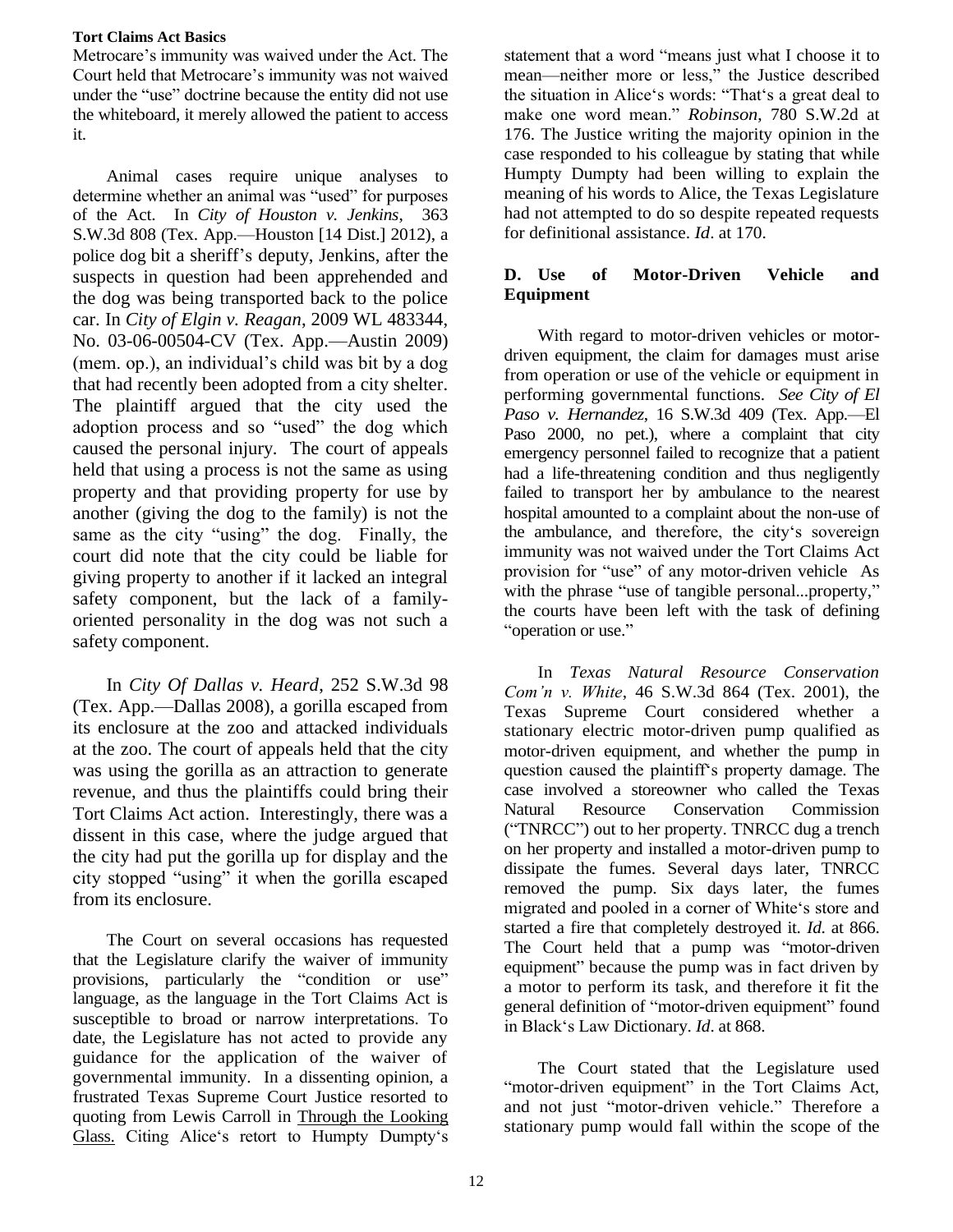Metrocare's immunity was waived under the Act. The Court held that Metrocare's immunity was not waived under the "use" doctrine because the entity did not use the whiteboard, it merely allowed the patient to access it.

Animal cases require unique analyses to determine whether an animal was "used" for purposes of the Act. In *City of Houston v. Jenkins*, 363 S.W.3d 808 (Tex. App.—Houston [14 Dist.] 2012), a police dog bit a sheriff's deputy, Jenkins, after the suspects in question had been apprehended and the dog was being transported back to the police car. In *City of Elgin v. Reagan*, 2009 WL 483344, No. 03-06-00504-CV (Tex. App.—Austin 2009) (mem. op.), an individual's child was bit by a dog that had recently been adopted from a city shelter. The plaintiff argued that the city used the adoption process and so "used" the dog which caused the personal injury. The court of appeals held that using a process is not the same as using property and that providing property for use by another (giving the dog to the family) is not the same as the city "using" the dog. Finally, the court did note that the city could be liable for giving property to another if it lacked an integral safety component, but the lack of a family-oriented personality in the dog was not such a safety component.

In *City Of Dallas v. Heard*, 252 S.W.3d 98 (Tex. App.—Dallas 2008), a gorilla escaped from its enclosure at the zoo and attacked individuals at the zoo. The court of appeals held that the city was using the gorilla as an attraction to generate revenue, and thus the plaintiffs could bring their Tort Claims Act action. Interestingly, there was a dissent in this case, where the judge argued that the city had put the gorilla up for display and the city stopped "using" it when the gorilla escaped from its enclosure.

The Court on several occasions has requested that the Legislature clarify the waiver of immunity provisions, particularly the "condition or use" language, as the language in the Tort Claims Act is susceptible to broad or narrow interpretations. To date, the Legislature has not acted to provide any guidance for the application of the waiver of governmental immunity. In a dissenting opinion, a frustrated Texas Supreme Court Justice resorted to quoting from Lewis Carroll in Through the Looking Glass. Citing Alice's retort to Humpty Dumpty's statement that a word "means just what I choose it to mean—neither more or less," the Justice described the situation in Alice's words: "That's a great deal to make one word mean." *Robinson*, 780 S.W.2d at 176. The Justice writing the majority opinion in the case responded to his colleague by stating that while Humpty Dumpty had been willing to explain the meaning of his words to Alice, the Texas Legislature had not attempted to do so despite repeated requests for definitional assistance. *Id*. at 170.

### D. Use of Motor-Driven Vehicle and Equipment

With regard to motor-driven vehicles or motor-driven equipment, the claim for damages must arise from operation or use of the vehicle or equipment in performing governmental functions. *See City of El Paso v. Hernandez*, 16 S.W.3d 409 (Tex. App.—El Paso 2000, no pet.), where a complaint that city emergency personnel failed to recognize that a patient had a life-threatening condition and thus negligently failed to transport her by ambulance to the nearest hospital amounted to a complaint about the non-use of the ambulance, and therefore, the city's sovereign immunity was not waived under the Tort Claims Act provision for "use" of any motor-driven vehicle As with the phrase "use of tangible personal...property," the courts have been left with the task of defining "operation or use."

In *Texas Natural Resource Conservation Com'n v. White*, 46 S.W.3d 864 (Tex. 2001), the Texas Supreme Court considered whether a stationary electric motor-driven pump qualified as motor-driven equipment, and whether the pump in question caused the plaintiff's property damage. The case involved a storeowner who called the Texas Natural Resource Conservation Commission ("TNRCC") out to her property. TNRCC dug a trench on her property and installed a motor-driven pump to dissipate the fumes. Several days later, TNRCC removed the pump. Six days later, the fumes migrated and pooled in a corner of White's store and started a fire that completely destroyed it. *Id.* at 866. The Court held that a pump was "motor-driven equipment" because the pump was in fact driven by a motor to perform its task, and therefore it fit the general definition of "motor-driven equipment" found in Black's Law Dictionary. *Id*. at 868.

The Court stated that the Legislature used "motor-driven equipment" in the Tort Claims Act, and not just "motor-driven vehicle." Therefore a stationary pump would fall within the scope of the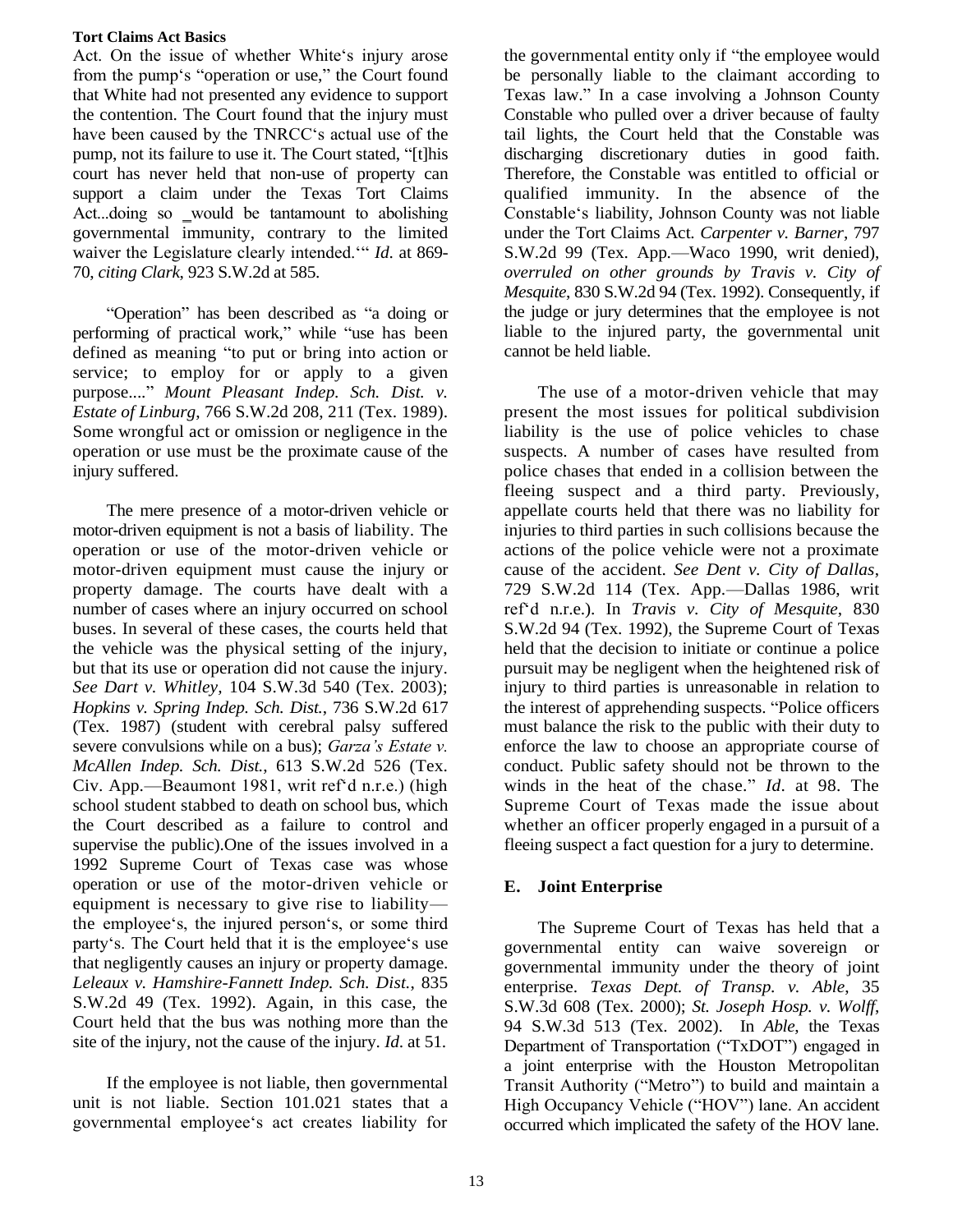Act. On the issue of whether White's injury arose from the pump's "operation or use," the Court found that White had not presented any evidence to support the contention. The Court found that the injury must have been caused by the TNRCC's actual use of the pump, not its failure to use it. The Court stated, "[t]his court has never held that non-use of property can support a claim under the Texas Tort Claims Act...doing so ‗would be tantamount to abolishing governmental immunity, contrary to the limited waiver the Legislature clearly intended.'" *Id.* at 869-70, *citing Clark*, 923 S.W.2d at 585.

"Operation" has been described as "a doing or performing of practical work," while "use has been defined as meaning "to put or bring into action or service; to employ for or apply to a given purpose...." *Mount Pleasant Indep. Sch. Dist. v. Estate of Linburg*, 766 S.W.2d 208, 211 (Tex. 1989). Some wrongful act or omission or negligence in the operation or use must be the proximate cause of the injury suffered.

The mere presence of a motor-driven vehicle or motor-driven equipment is not a basis of liability. The operation or use of the motor-driven vehicle or motor-driven equipment must cause the injury or property damage. The courts have dealt with a number of cases where an injury occurred on school buses. In several of these cases, the courts held that the vehicle was the physical setting of the injury, but that its use or operation did not cause the injury. *See Dart v. Whitley*, 104 S.W.3d 540 (Tex. 2003); *Hopkins v. Spring Indep. Sch. Dist.*, 736 S.W.2d 617 (Tex. 1987) (student with cerebral palsy suffered severe convulsions while on a bus); *Garza's Estate v. McAllen Indep. Sch. Dist.*, 613 S.W.2d 526 (Tex. Civ. App.—Beaumont 1981, writ ref'd n.r.e.) (high school student stabbed to death on school bus, which the Court described as a failure to control and supervise the public).One of the issues involved in a 1992 Supreme Court of Texas case was whose operation or use of the motor-driven vehicle or equipment is necessary to give rise to liability—the employee's, the injured person's, or some third party's. The Court held that it is the employee's use that negligently causes an injury or property damage. *Leleaux v. Hamshire-Fannett Indep. Sch. Dist.*, 835 S.W.2d 49 (Tex. 1992). Again, in this case, the Court held that the bus was nothing more than the site of the injury, not the cause of the injury. *Id.* at 51.

If the employee is not liable, then governmental unit is not liable. Section 101.021 states that a governmental employee's act creates liability for the governmental entity only if "the employee would be personally liable to the claimant according to Texas law." In a case involving a Johnson County Constable who pulled over a driver because of faulty tail lights, the Court held that the Constable was discharging discretionary duties in good faith. Therefore, the Constable was entitled to official or qualified immunity. In the absence of the Constable's liability, Johnson County was not liable under the Tort Claims Act. *Carpenter v. Barner*, 797 S.W.2d 99 (Tex. App.—Waco 1990, writ denied), *overruled on other grounds by Travis v. City of Mesquite*, 830 S.W.2d 94 (Tex. 1992). Consequently, if the judge or jury determines that the employee is not liable to the injured party, the governmental unit cannot be held liable.

The use of a motor-driven vehicle that may present the most issues for political subdivision liability is the use of police vehicles to chase suspects. A number of cases have resulted from police chases that ended in a collision between the fleeing suspect and a third party. Previously, appellate courts held that there was no liability for injuries to third parties in such collisions because the actions of the police vehicle were not a proximate cause of the accident. *See Dent v. City of Dallas*, 729 S.W.2d 114 (Tex. App.—Dallas 1986, writ ref'd n.r.e.). In *Travis v. City of Mesquite*, 830 S.W.2d 94 (Tex. 1992), the Supreme Court of Texas held that the decision to initiate or continue a police pursuit may be negligent when the heightened risk of injury to third parties is unreasonable in relation to the interest of apprehending suspects. "Police officers must balance the risk to the public with their duty to enforce the law to choose an appropriate course of conduct. Public safety should not be thrown to the winds in the heat of the chase." *Id.* at 98. The Supreme Court of Texas made the issue about whether an officer properly engaged in a pursuit of a fleeing suspect a fact question for a jury to determine.

### E. Joint Enterprise

The Supreme Court of Texas has held that a governmental entity can waive sovereign or governmental immunity under the theory of joint enterprise. *Texas Dept. of Transp. v. Able*, 35 S.W.3d 608 (Tex. 2000); *St. Joseph Hosp. v. Wolff*, 94 S.W.3d 513 (Tex. 2002). In *Able*, the Texas Department of Transportation ("TxDOT") engaged in a joint enterprise with the Houston Metropolitan Transit Authority ("Metro") to build and maintain a High Occupancy Vehicle ("HOV") lane. An accident occurred which implicated the safety of the HOV lane.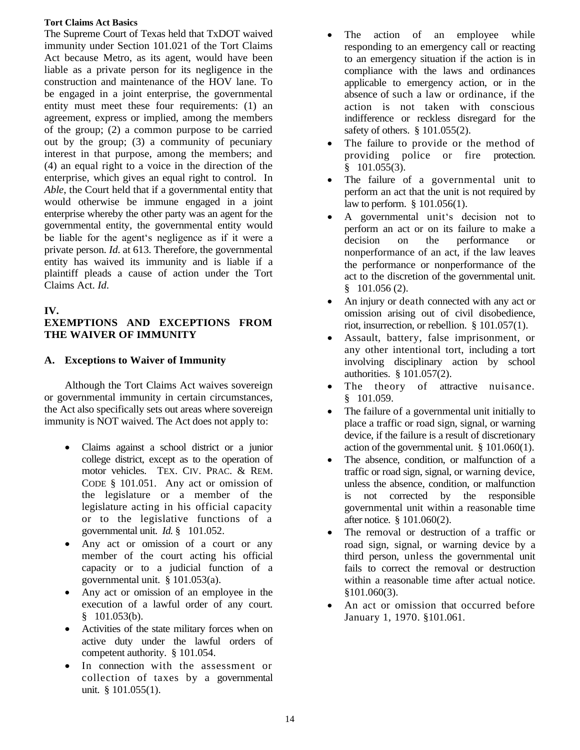**Tort Claims Act Basics**

The Supreme Court of Texas held that TxDOT waived immunity under Section 101.021 of the Tort Claims Act because Metro, as its agent, would have been liable as a private person for its negligence in the construction and maintenance of the HOV lane. To be engaged in a joint enterprise, the governmental entity must meet these four requirements: (1) an agreement, express or implied, among the members of the group; (2) a common purpose to be carried out by the group; (3) a community of pecuniary interest in that purpose, among the members; and (4) an equal right to a voice in the direction of the enterprise, which gives an equal right to control. In *Able*, the Court held that if a governmental entity that would otherwise be immune engaged in a joint enterprise whereby the other party was an agent for the governmental entity, the governmental entity would be liable for the agent's negligence as if it were a private person. *Id.* at 613. Therefore, the governmental entity has waived its immunity and is liable if a plaintiff pleads a cause of action under the Tort Claims Act. *Id.*

## IV. EXEMPTIONS AND EXCEPTIONS FROM THE WAIVER OF IMMUNITY

### A. Exceptions to Waiver of Immunity

Although the Tort Claims Act waives sovereign or governmental immunity in certain circumstances, the Act also specifically sets out areas where sovereign immunity is NOT waived. The Act does not apply to:

- Claims against a school district or a junior college district, except as to the operation of motor vehicles. TEX. CIV. PRAC. & REM. CODE § 101.051. Any act or omission of the legislature or a member of the legislature acting in his official capacity or to the legislative functions of a governmental unit. *Id.* § 101.052.
- Any act or omission of a court or any member of the court acting his official capacity or to a judicial function of a governmental unit. § 101.053(a).
- Any act or omission of an employee in the execution of a lawful order of any court. § 101.053(b).
- Activities of the state military forces when on active duty under the lawful orders of competent authority. § 101.054.
- In connection with the assessment or collection of taxes by a governmental unit. § 101.055(1).
- The action of an employee while responding to an emergency call or reacting to an emergency situation if the action is in compliance with the laws and ordinances applicable to emergency action, or in the absence of such a law or ordinance, if the action is not taken with conscious indifference or reckless disregard for the safety of others. § 101.055(2).
- The failure to provide or the method of providing police or fire protection. § 101.055(3).
- The failure of a governmental unit to perform an act that the unit is not required by law to perform. § 101.056(1).
- A governmental unit's decision not to perform an act or on its failure to make a decision on the performance or nonperformance of an act, if the law leaves the performance or nonperformance of the act to the discretion of the governmental unit. § 101.056 (2).
- An injury or death connected with any act or omission arising out of civil disobedience, riot, insurrection, or rebellion. § 101.057(1).
- Assault, battery, false imprisonment, or any other intentional tort, including a tort involving disciplinary action by school authorities. § 101.057(2).
- The theory of attractive nuisance. § 101.059.
- The failure of a governmental unit initially to place a traffic or road sign, signal, or warning device, if the failure is a result of discretionary action of the governmental unit. § 101.060(1).
- The absence, condition, or malfunction of a traffic or road sign, signal, or warning device, unless the absence, condition, or malfunction is not corrected by the responsible governmental unit within a reasonable time after notice. § 101.060(2).
- The removal or destruction of a traffic or road sign, signal, or warning device by a third person, unless the governmental unit fails to correct the removal or destruction within a reasonable time after actual notice. §101.060(3).
- An act or omission that occurred before January 1, 1970. §101.061.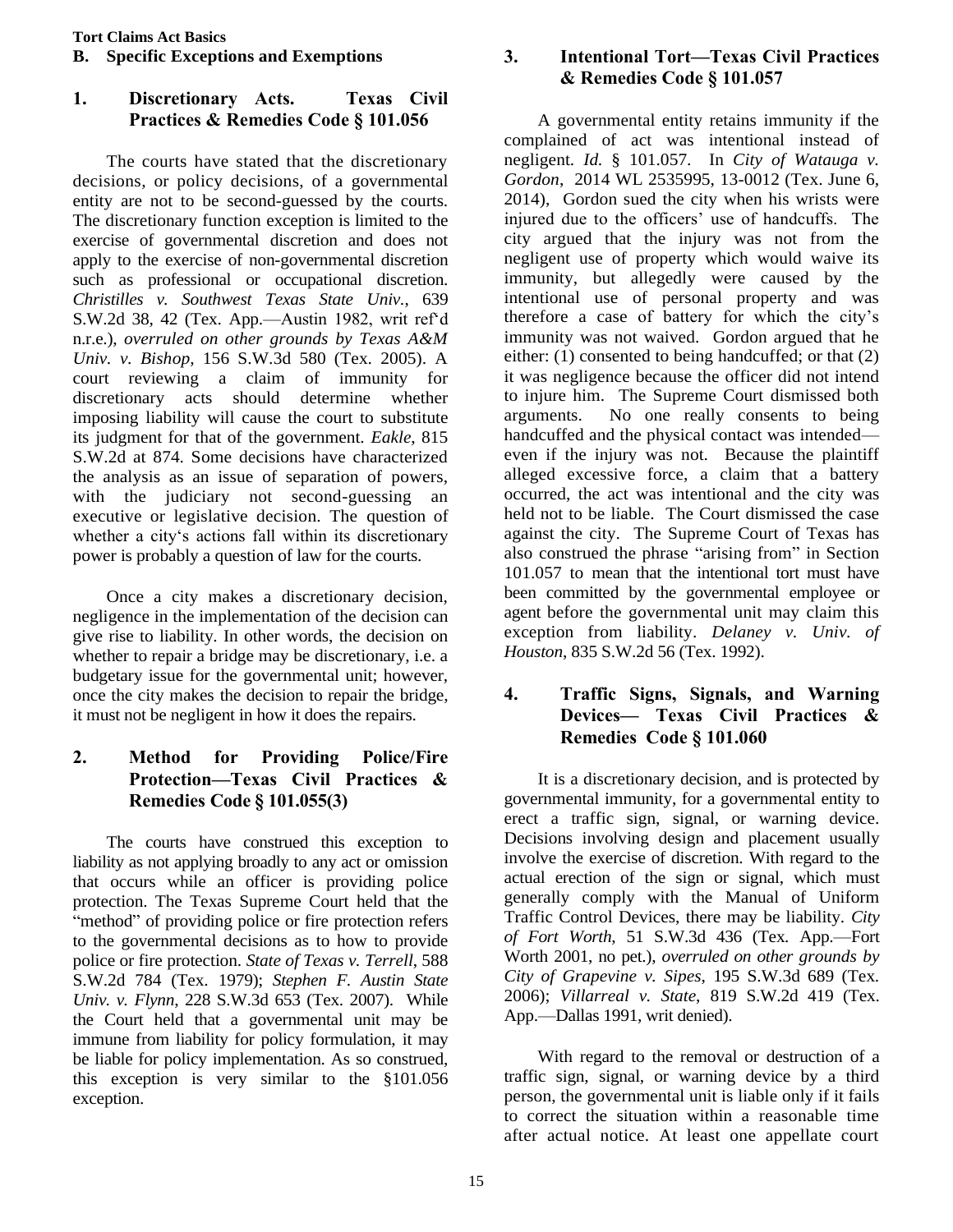**Tort Claims Act Basics**

## B. Specific Exceptions and Exemptions

### 1. Discretionary Acts. Texas Civil Practices & Remedies Code § 101.056

The courts have stated that the discretionary decisions, or policy decisions, of a governmental entity are not to be second-guessed by the courts. The discretionary function exception is limited to the exercise of governmental discretion and does not apply to the exercise of non-governmental discretion such as professional or occupational discretion. *Christilles v. Southwest Texas State Univ.*, 639 S.W.2d 38, 42 (Tex. App.—Austin 1982, writ ref'd n.r.e.), *overruled on other grounds by Texas A&M Univ. v. Bishop*, 156 S.W.3d 580 (Tex. 2005). A court reviewing a claim of immunity for discretionary acts should determine whether imposing liability will cause the court to substitute its judgment for that of the government. *Eakle*, 815 S.W.2d at 874. Some decisions have characterized the analysis as an issue of separation of powers, with the judiciary not second-guessing an executive or legislative decision. The question of whether a city's actions fall within its discretionary power is probably a question of law for the courts.

Once a city makes a discretionary decision, negligence in the implementation of the decision can give rise to liability. In other words, the decision on whether to repair a bridge may be discretionary, i.e. a budgetary issue for the governmental unit; however, once the city makes the decision to repair the bridge, it must not be negligent in how it does the repairs.

### 2. Method for Providing Police/Fire Protection—Texas Civil Practices & Remedies Code § 101.055(3)

The courts have construed this exception to liability as not applying broadly to any act or omission that occurs while an officer is providing police protection. The Texas Supreme Court held that the "method" of providing police or fire protection refers to the governmental decisions as to how to provide police or fire protection. *State of Texas v. Terrell*, 588 S.W.2d 784 (Tex. 1979); *Stephen F. Austin State Univ. v. Flynn*, 228 S.W.3d 653 (Tex. 2007). While the Court held that a governmental unit may be immune from liability for policy formulation, it may be liable for policy implementation. As so construed, this exception is very similar to the §101.056 exception.

### 3. Intentional Tort—Texas Civil Practices & Remedies Code § 101.057

A governmental entity retains immunity if the complained of act was intentional instead of negligent. *Id.* § 101.057. In *City of Watauga v. Gordon*, 2014 WL 2535995, 13-0012 (Tex. June 6, 2014), Gordon sued the city when his wrists were injured due to the officers' use of handcuffs. The city argued that the injury was not from the negligent use of property which would waive its immunity, but allegedly were caused by the intentional use of personal property and was therefore a case of battery for which the city's immunity was not waived. Gordon argued that he either: (1) consented to being handcuffed; or that (2) it was negligence because the officer did not intend to injure him. The Supreme Court dismissed both arguments. No one really consents to being handcuffed and the physical contact was intended—even if the injury was not. Because the plaintiff alleged excessive force, a claim that a battery occurred, the act was intentional and the city was held not to be liable. The Court dismissed the case against the city. The Supreme Court of Texas has also construed the phrase "arising from" in Section 101.057 to mean that the intentional tort must have been committed by the governmental employee or agent before the governmental unit may claim this exception from liability. *Delaney v. Univ. of Houston*, 835 S.W.2d 56 (Tex. 1992).

### 4. Traffic Signs, Signals, and Warning Devices— Texas Civil Practices & Remedies Code § 101.060

It is a discretionary decision, and is protected by governmental immunity, for a governmental entity to erect a traffic sign, signal, or warning device. Decisions involving design and placement usually involve the exercise of discretion. With regard to the actual erection of the sign or signal, which must generally comply with the Manual of Uniform Traffic Control Devices, there may be liability. *City of Fort Worth*, 51 S.W.3d 436 (Tex. App.—Fort Worth 2001, no pet.), *overruled on other grounds by City of Grapevine v. Sipes*, 195 S.W.3d 689 (Tex. 2006); *Villarreal v. State*, 819 S.W.2d 419 (Tex. App.—Dallas 1991, writ denied).

With regard to the removal or destruction of a traffic sign, signal, or warning device by a third person, the governmental unit is liable only if it fails to correct the situation within a reasonable time after actual notice. At least one appellate court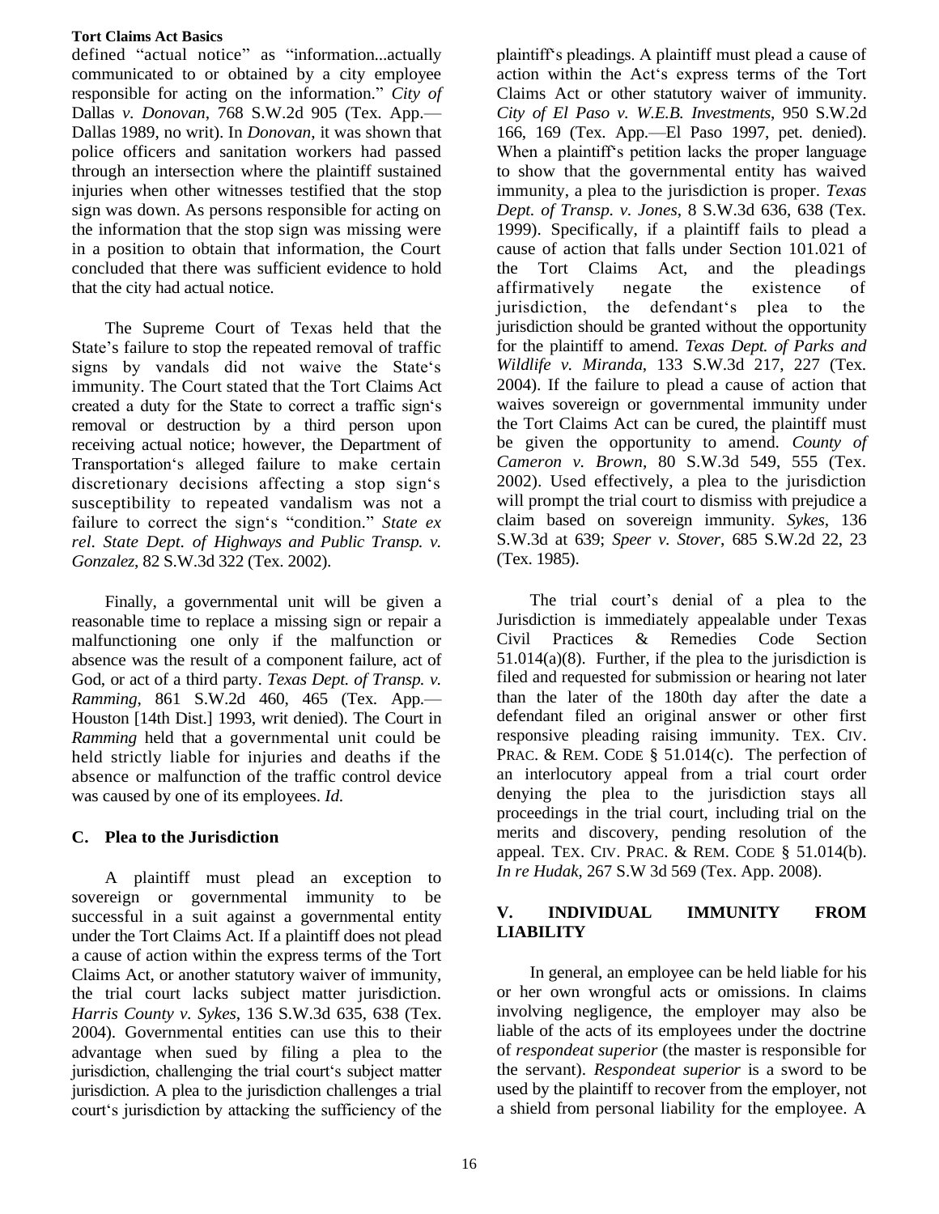defined "actual notice" as "information...actually communicated to or obtained by a city employee responsible for acting on the information." *City of* Dallas *v. Donovan*, 768 S.W.2d 905 (Tex. App.—Dallas 1989, no writ). In *Donovan*, it was shown that police officers and sanitation workers had passed through an intersection where the plaintiff sustained injuries when other witnesses testified that the stop sign was down. As persons responsible for acting on the information that the stop sign was missing were in a position to obtain that information, the Court concluded that there was sufficient evidence to hold that the city had actual notice.

The Supreme Court of Texas held that the State's failure to stop the repeated removal of traffic signs by vandals did not waive the State's immunity. The Court stated that the Tort Claims Act created a duty for the State to correct a traffic sign's removal or destruction by a third person upon receiving actual notice; however, the Department of Transportation's alleged failure to make certain discretionary decisions affecting a stop sign's susceptibility to repeated vandalism was not a failure to correct the sign's "condition." *State ex rel. State Dept. of Highways and Public Transp. v. Gonzalez*, 82 S.W.3d 322 (Tex. 2002).

Finally, a governmental unit will be given a reasonable time to replace a missing sign or repair a malfunctioning one only if the malfunction or absence was the result of a component failure, act of God, or act of a third party. *Texas Dept. of Transp. v. Ramming*, 861 S.W.2d 460, 465 (Tex. App.—Houston [14th Dist.] 1993, writ denied). The Court in *Ramming* held that a governmental unit could be held strictly liable for injuries and deaths if the absence or malfunction of the traffic control device was caused by one of its employees. *Id.*

### C. Plea to the Jurisdiction

A plaintiff must plead an exception to sovereign or governmental immunity to be successful in a suit against a governmental entity under the Tort Claims Act. If a plaintiff does not plead a cause of action within the express terms of the Tort Claims Act, or another statutory waiver of immunity, the trial court lacks subject matter jurisdiction. *Harris County v. Sykes*, 136 S.W.3d 635, 638 (Tex. 2004). Governmental entities can use this to their advantage when sued by filing a plea to the jurisdiction, challenging the trial court's subject matter jurisdiction. A plea to the jurisdiction challenges a trial court's jurisdiction by attacking the sufficiency of the plaintiff's pleadings. A plaintiff must plead a cause of action within the Act's express terms of the Tort Claims Act or other statutory waiver of immunity. *City of El Paso v. W.E.B. Investments*, 950 S.W.2d 166, 169 (Tex. App.—El Paso 1997, pet. denied). When a plaintiff's petition lacks the proper language to show that the governmental entity has waived immunity, a plea to the jurisdiction is proper. *Texas Dept. of Transp. v. Jones*, 8 S.W.3d 636, 638 (Tex. 1999). Specifically, if a plaintiff fails to plead a cause of action that falls under Section 101.021 of the Tort Claims Act, and the pleadings affirmatively negate the existence of jurisdiction, the defendant's plea to the jurisdiction should be granted without the opportunity for the plaintiff to amend. *Texas Dept. of Parks and Wildlife v. Miranda*, 133 S.W.3d 217, 227 (Tex. 2004). If the failure to plead a cause of action that waives sovereign or governmental immunity under the Tort Claims Act can be cured, the plaintiff must be given the opportunity to amend. *County of Cameron v. Brown*, 80 S.W.3d 549, 555 (Tex. 2002). Used effectively, a plea to the jurisdiction will prompt the trial court to dismiss with prejudice a claim based on sovereign immunity. *Sykes*, 136 S.W.3d at 639; *Speer v. Stover*, 685 S.W.2d 22, 23 (Tex. 1985).

The trial court's denial of a plea to the Jurisdiction is immediately appealable under Texas Civil Practices & Remedies Code Section 51.014(a)(8). Further, if the plea to the jurisdiction is filed and requested for submission or hearing not later than the later of the 180th day after the date a defendant filed an original answer or other first responsive pleading raising immunity. TEX. CIV. PRAC. & REM. CODE § 51.014(c). The perfection of an interlocutory appeal from a trial court order denying the plea to the jurisdiction stays all proceedings in the trial court, including trial on the merits and discovery, pending resolution of the appeal. TEX. CIV. PRAC. & REM. CODE § 51.014(b). *In re Hudak*, 267 S.W 3d 569 (Tex. App. 2008).

## V. INDIVIDUAL IMMUNITY FROM LIABILITY

In general, an employee can be held liable for his or her own wrongful acts or omissions. In claims involving negligence, the employer may also be liable of the acts of its employees under the doctrine of *respondeat superior* (the master is responsible for the servant). *Respondeat superior* is a sword to be used by the plaintiff to recover from the employer, not a shield from personal liability for the employee. A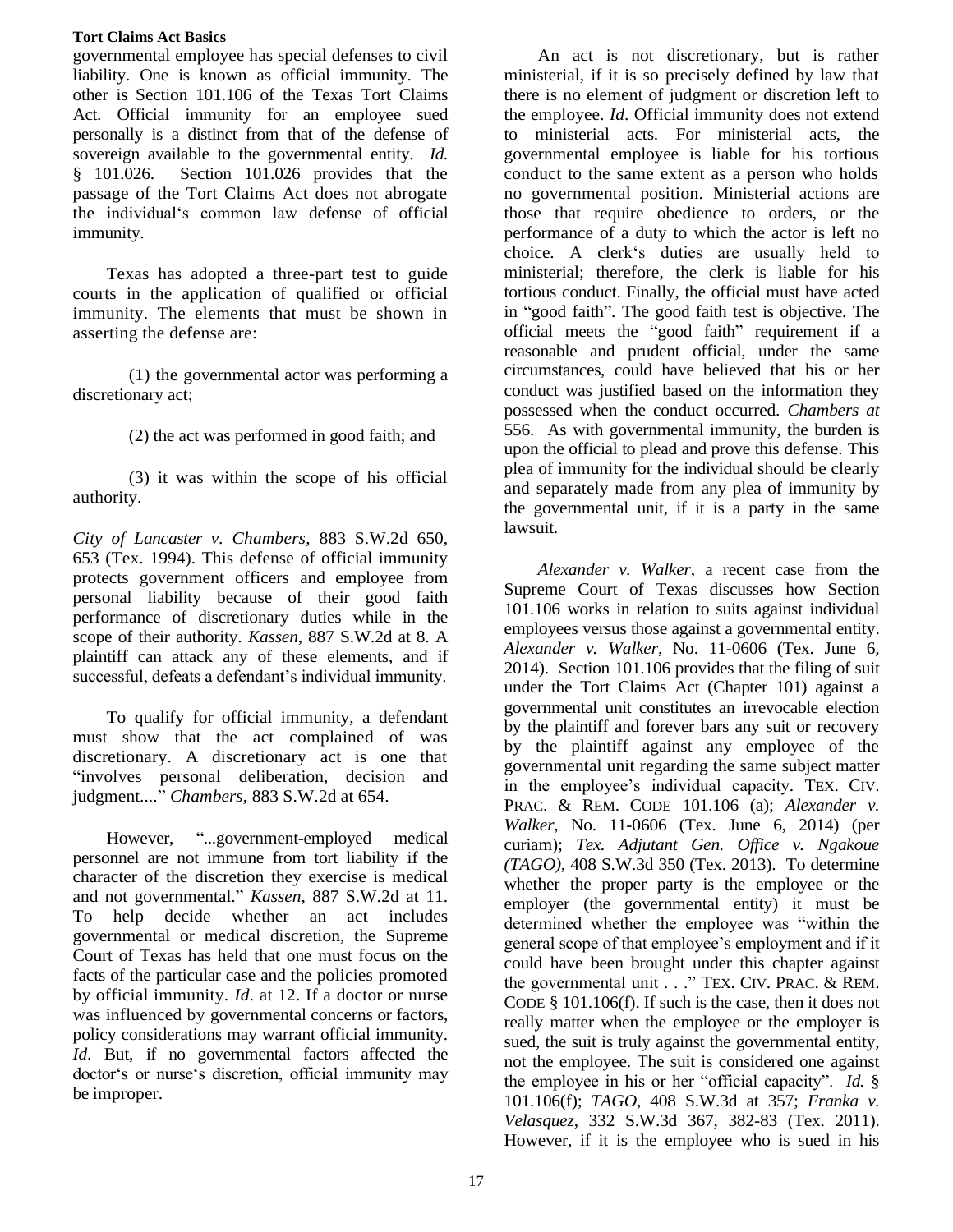governmental employee has special defenses to civil liability. One is known as official immunity. The other is Section 101.106 of the Texas Tort Claims Act. Official immunity for an employee sued personally is a distinct from that of the defense of sovereign available to the governmental entity. *Id.* § 101.026. Section 101.026 provides that the passage of the Tort Claims Act does not abrogate the individual's common law defense of official immunity.

Texas has adopted a three-part test to guide courts in the application of qualified or official immunity. The elements that must be shown in asserting the defense are:

(1) the governmental actor was performing a discretionary act;

(2) the act was performed in good faith; and

(3) it was within the scope of his official authority.

*City of Lancaster v. Chambers*, 883 S.W.2d 650, 653 (Tex. 1994). This defense of official immunity protects government officers and employee from personal liability because of their good faith performance of discretionary duties while in the scope of their authority. *Kassen*, 887 S.W.2d at 8. A plaintiff can attack any of these elements, and if successful, defeats a defendant's individual immunity.

To qualify for official immunity, a defendant must show that the act complained of was discretionary. A discretionary act is one that "involves personal deliberation, decision and judgment...." *Chambers*, 883 S.W.2d at 654.

However, "...government-employed medical personnel are not immune from tort liability if the character of the discretion they exercise is medical and not governmental." *Kassen*, 887 S.W.2d at 11. To help decide whether an act includes governmental or medical discretion, the Supreme Court of Texas has held that one must focus on the facts of the particular case and the policies promoted by official immunity. *Id*. at 12. If a doctor or nurse was influenced by governmental concerns or factors, policy considerations may warrant official immunity. *Id*. But, if no governmental factors affected the doctor's or nurse's discretion, official immunity may be improper.

An act is not discretionary, but is rather ministerial, if it is so precisely defined by law that there is no element of judgment or discretion left to the employee. *Id*. Official immunity does not extend to ministerial acts. For ministerial acts, the governmental employee is liable for his tortious conduct to the same extent as a person who holds no governmental position. Ministerial actions are those that require obedience to orders, or the performance of a duty to which the actor is left no choice. A clerk's duties are usually held to ministerial; therefore, the clerk is liable for his tortious conduct. Finally, the official must have acted in "good faith". The good faith test is objective. The official meets the "good faith" requirement if a reasonable and prudent official, under the same circumstances, could have believed that his or her conduct was justified based on the information they possessed when the conduct occurred. *Chambers at* 556. As with governmental immunity, the burden is upon the official to plead and prove this defense. This plea of immunity for the individual should be clearly and separately made from any plea of immunity by the governmental unit, if it is a party in the same lawsuit.

*Alexander v. Walker*, a recent case from the Supreme Court of Texas discusses how Section 101.106 works in relation to suits against individual employees versus those against a governmental entity. *Alexander v. Walker*, No. 11-0606 (Tex. June 6, 2014). Section 101.106 provides that the filing of suit under the Tort Claims Act (Chapter 101) against a governmental unit constitutes an irrevocable election by the plaintiff and forever bars any suit or recovery by the plaintiff against any employee of the governmental unit regarding the same subject matter in the employee's individual capacity. TEX. CIV. PRAC. & REM. CODE 101.106 (a); *Alexander v. Walker*, No. 11-0606 (Tex. June 6, 2014) (per curiam); *Tex. Adjutant Gen. Office v. Ngakoue (TAGO)*, 408 S.W.3d 350 (Tex. 2013). To determine whether the proper party is the employee or the employer (the governmental entity) it must be determined whether the employee was "within the general scope of that employee's employment and if it could have been brought under this chapter against the governmental unit . . ." TEX. CIV. PRAC. & REM. CODE § 101.106(f). If such is the case, then it does not really matter when the employee or the employer is sued, the suit is truly against the governmental entity, not the employee. The suit is considered one against the employee in his or her "official capacity". *Id.* § 101.106(f); *TAGO*, 408 S.W.3d at 357; *Franka v. Velasquez*, 332 S.W.3d 367, 382-83 (Tex. 2011). However, if it is the employee who is sued in his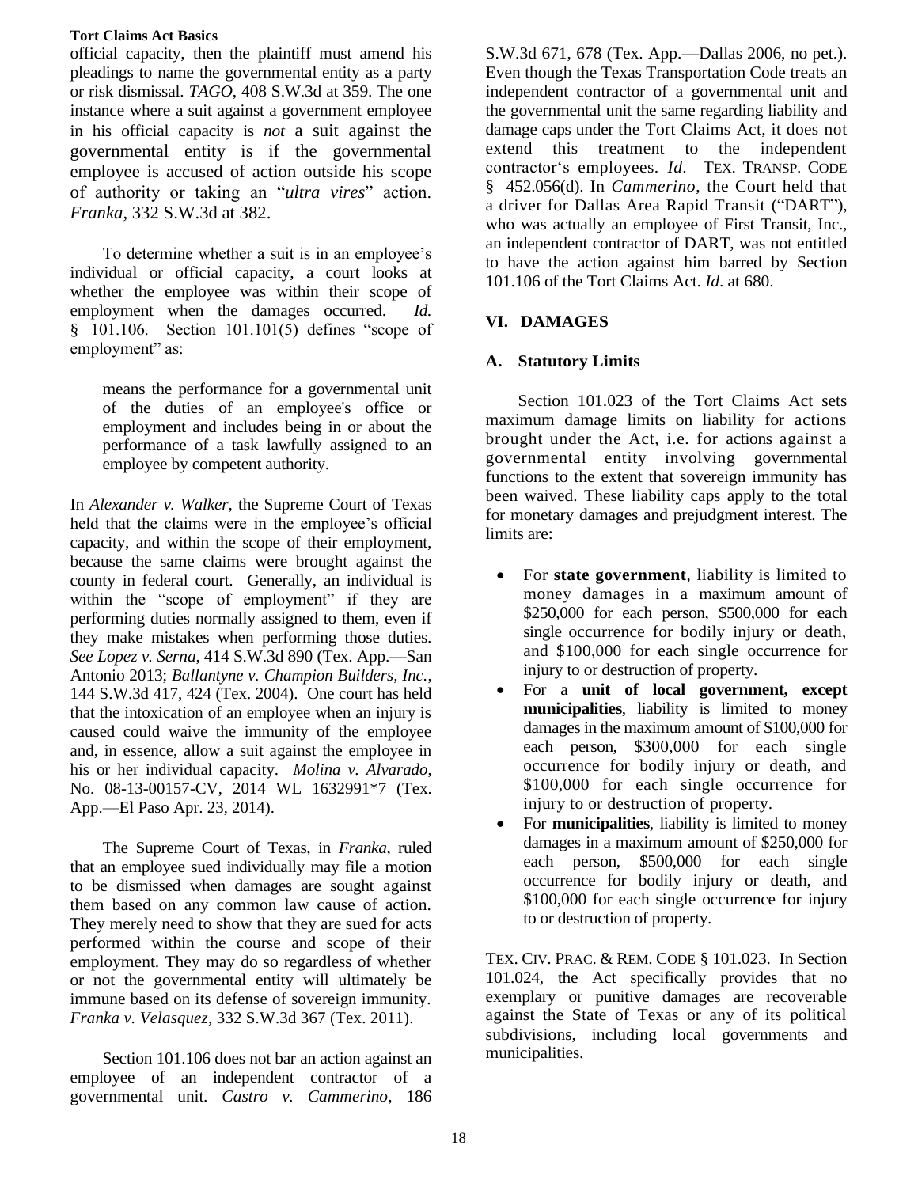official capacity, then the plaintiff must amend his pleadings to name the governmental entity as a party or risk dismissal. *TAGO*, 408 S.W.3d at 359. The one instance where a suit against a government employee in his official capacity is *not* a suit against the governmental entity is if the governmental employee is accused of action outside his scope of authority or taking an "*ultra vires*" action. *Franka*, 332 S.W.3d at 382.

To determine whether a suit is in an employee's individual or official capacity, a court looks at whether the employee was within their scope of employment when the damages occurred. *Id.* § 101.106. Section 101.101(5) defines "scope of employment" as:

> means the performance for a governmental unit of the duties of an employee's office or employment and includes being in or about the performance of a task lawfully assigned to an employee by competent authority.

In *Alexander v. Walker*, the Supreme Court of Texas held that the claims were in the employee's official capacity, and within the scope of their employment, because the same claims were brought against the county in federal court. Generally, an individual is within the "scope of employment" if they are performing duties normally assigned to them, even if they make mistakes when performing those duties. *See Lopez v. Serna*, 414 S.W.3d 890 (Tex. App.—San Antonio 2013; *Ballantyne v. Champion Builders, Inc.*, 144 S.W.3d 417, 424 (Tex. 2004). One court has held that the intoxication of an employee when an injury is caused could waive the immunity of the employee and, in essence, allow a suit against the employee in his or her individual capacity. *Molina v. Alvarado*, No. 08-13-00157-CV, 2014 WL 1632991*7 (Tex. App.—El Paso Apr. 23, 2014).

The Supreme Court of Texas, in *Franka*, ruled that an employee sued individually may file a motion to be dismissed when damages are sought against them based on any common law cause of action. They merely need to show that they are sued for acts performed within the course and scope of their employment. They may do so regardless of whether or not the governmental entity will ultimately be immune based on its defense of sovereign immunity. *Franka v. Velasquez*, 332 S.W.3d 367 (Tex. 2011).

Section 101.106 does not bar an action against an employee of an independent contractor of a governmental unit. *Castro v. Cammerino*, 186 S.W.3d 671, 678 (Tex. App.—Dallas 2006, no pet.). Even though the Texas Transportation Code treats an independent contractor of a governmental unit and the governmental unit the same regarding liability and damage caps under the Tort Claims Act, it does not extend this treatment to the independent contractor's employees. *Id.* TEX. TRANSP. CODE § 452.056(d). In *Cammerino*, the Court held that a driver for Dallas Area Rapid Transit ("DART"), who was actually an employee of First Transit, Inc., an independent contractor of DART, was not entitled to have the action against him barred by Section 101.106 of the Tort Claims Act. *Id*. at 680.

## VI. DAMAGES

### A. Statutory Limits

Section 101.023 of the Tort Claims Act sets maximum damage limits on liability for actions brought under the Act, i.e. for actions against a governmental entity involving governmental functions to the extent that sovereign immunity has been waived. These liability caps apply to the total for monetary damages and prejudgment interest. The limits are:

- For **state government**, liability is limited to money damages in a maximum amount of $250,000 for each person, $500,000 for each single occurrence for bodily injury or death, and $100,000 for each single occurrence for injury to or destruction of property.
- For a **unit of local government, except municipalities**, liability is limited to money damages in the maximum amount of $100,000 for each person, $300,000 for each single occurrence for bodily injury or death, and $100,000 for each single occurrence for injury to or destruction of property.
- For **municipalities**, liability is limited to money damages in a maximum amount of $250,000 for each person, $500,000 for each single occurrence for bodily injury or death, and $100,000 for each single occurrence for injury to or destruction of property.

TEX. CIV. PRAC. & REM. CODE § 101.023. In Section 101.024, the Act specifically provides that no exemplary or punitive damages are recoverable against the State of Texas or any of its political subdivisions, including local governments and municipalities.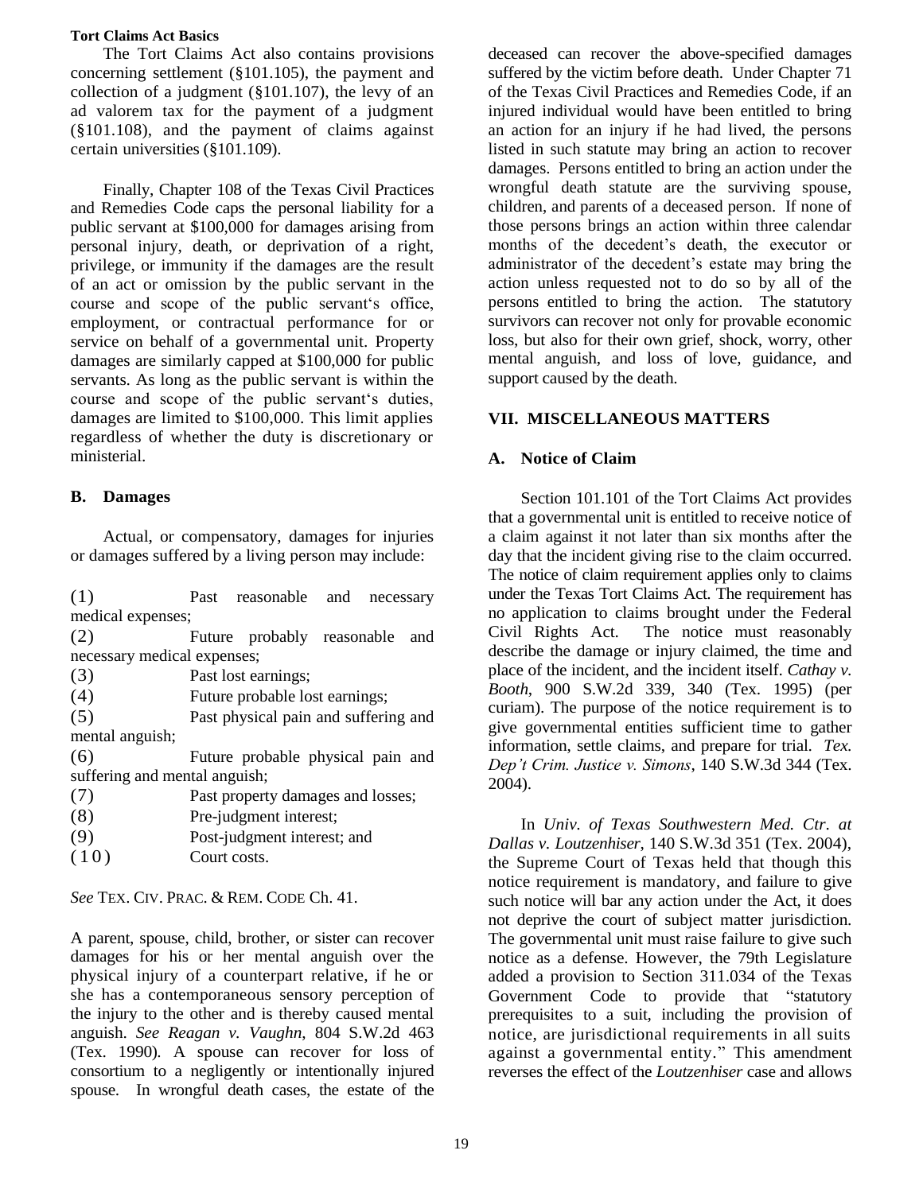The Tort Claims Act also contains provisions concerning settlement (§101.105), the payment and collection of a judgment (§101.107), the levy of an ad valorem tax for the payment of a judgment (§101.108), and the payment of claims against certain universities (§101.109).

Finally, Chapter 108 of the Texas Civil Practices and Remedies Code caps the personal liability for a public servant at $100,000 for damages arising from personal injury, death, or deprivation of a right, privilege, or immunity if the damages are the result of an act or omission by the public servant in the course and scope of the public servant's office, employment, or contractual performance for or service on behalf of a governmental unit. Property damages are similarly capped at $100,000 for public servants. As long as the public servant is within the course and scope of the public servant's duties, damages are limited to $100,000. This limit applies regardless of whether the duty is discretionary or ministerial.

### B. Damages

Actual, or compensatory, damages for injuries or damages suffered by a living person may include:

(1) Past reasonable and necessary medical expenses;
(2) Future probably reasonable and necessary medical expenses;
(3) Past lost earnings;
(4) Future probable lost earnings;
(5) Past physical pain and suffering and mental anguish;
(6) Future probable physical pain and suffering and mental anguish;
(7) Past property damages and losses;
(8) Pre-judgment interest;
(9) Post-judgment interest; and
(10) Court costs.

*See* TEX. CIV. PRAC. & REM. CODE Ch. 41.

A parent, spouse, child, brother, or sister can recover damages for his or her mental anguish over the physical injury of a counterpart relative, if he or she has a contemporaneous sensory perception of the injury to the other and is thereby caused mental anguish. *See Reagan v. Vaughn*, 804 S.W.2d 463 (Tex. 1990). A spouse can recover for loss of consortium to a negligently or intentionally injured spouse. In wrongful death cases, the estate of the deceased can recover the above-specified damages suffered by the victim before death. Under Chapter 71 of the Texas Civil Practices and Remedies Code, if an injured individual would have been entitled to bring an action for an injury if he had lived, the persons listed in such statute may bring an action to recover damages. Persons entitled to bring an action under the wrongful death statute are the surviving spouse, children, and parents of a deceased person. If none of those persons brings an action within three calendar months of the decedent's death, the executor or administrator of the decedent's estate may bring the action unless requested not to do so by all of the persons entitled to bring the action. The statutory survivors can recover not only for provable economic loss, but also for their own grief, shock, worry, other mental anguish, and loss of love, guidance, and support caused by the death.

## VII. MISCELLANEOUS MATTERS

### A. Notice of Claim

Section 101.101 of the Tort Claims Act provides that a governmental unit is entitled to receive notice of a claim against it not later than six months after the day that the incident giving rise to the claim occurred. The notice of claim requirement applies only to claims under the Texas Tort Claims Act. The requirement has no application to claims brought under the Federal Civil Rights Act. The notice must reasonably describe the damage or injury claimed, the time and place of the incident, and the incident itself. *Cathay v. Booth*, 900 S.W.2d 339, 340 (Tex. 1995) (per curiam). The purpose of the notice requirement is to give governmental entities sufficient time to gather information, settle claims, and prepare for trial. *Tex. Dep't Crim. Justice v. Simons*, 140 S.W.3d 344 (Tex. 2004).

In *Univ. of Texas Southwestern Med. Ctr. at Dallas v. Loutzenhiser*, 140 S.W.3d 351 (Tex. 2004), the Supreme Court of Texas held that though this notice requirement is mandatory, and failure to give such notice will bar any action under the Act, it does not deprive the court of subject matter jurisdiction. The governmental unit must raise failure to give such notice as a defense. However, the 79th Legislature added a provision to Section 311.034 of the Texas Government Code to provide that "statutory prerequisites to a suit, including the provision of notice, are jurisdictional requirements in all suits against a governmental entity." This amendment reverses the effect of the *Loutzenhiser* case and allows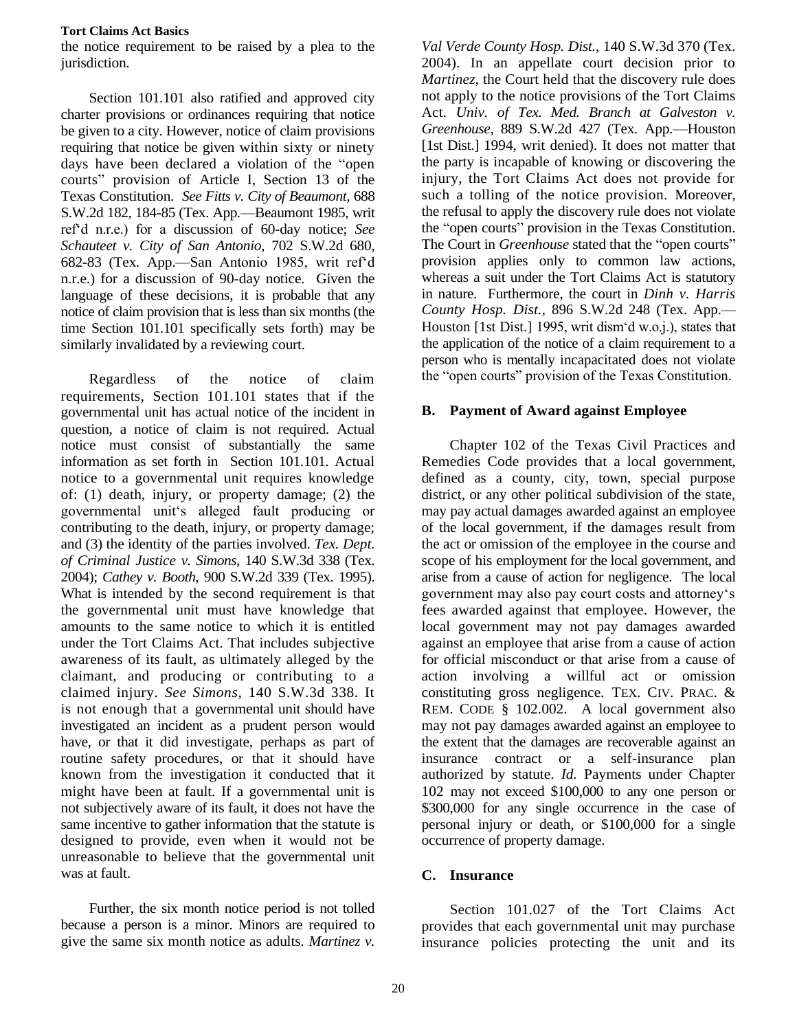the notice requirement to be raised by a plea to the jurisdiction.

Section 101.101 also ratified and approved city charter provisions or ordinances requiring that notice be given to a city. However, notice of claim provisions requiring that notice be given within sixty or ninety days have been declared a violation of the "open courts" provision of Article I, Section 13 of the Texas Constitution. *See Fitts v. City of Beaumont*, 688 S.W.2d 182, 184-85 (Tex. App.—Beaumont 1985, writ ref'd n.r.e.) for a discussion of 60-day notice; *See Schauteet v. City of San Antonio*, 702 S.W.2d 680, 682-83 (Tex. App.—San Antonio 1985, writ ref'd n.r.e.) for a discussion of 90-day notice. Given the language of these decisions, it is probable that any notice of claim provision that is less than six months (the time Section 101.101 specifically sets forth) may be similarly invalidated by a reviewing court.

Regardless of the notice of claim requirements, Section 101.101 states that if the governmental unit has actual notice of the incident in question, a notice of claim is not required. Actual notice must consist of substantially the same information as set forth in Section 101.101. Actual notice to a governmental unit requires knowledge of: (1) death, injury, or property damage; (2) the governmental unit's alleged fault producing or contributing to the death, injury, or property damage; and (3) the identity of the parties involved. *Tex. Dept. of Criminal Justice v. Simons*, 140 S.W.3d 338 (Tex. 2004); *Cathey v. Booth*, 900 S.W.2d 339 (Tex. 1995). What is intended by the second requirement is that the governmental unit must have knowledge that amounts to the same notice to which it is entitled under the Tort Claims Act. That includes subjective awareness of its fault, as ultimately alleged by the claimant, and producing or contributing to a claimed injury. *See Simons*, 140 S.W.3d 338. It is not enough that a governmental unit should have investigated an incident as a prudent person would have, or that it did investigate, perhaps as part of routine safety procedures, or that it should have known from the investigation it conducted that it might have been at fault. If a governmental unit is not subjectively aware of its fault, it does not have the same incentive to gather information that the statute is designed to provide, even when it would not be unreasonable to believe that the governmental unit was at fault.

Further, the six month notice period is not tolled because a person is a minor. Minors are required to give the same six month notice as adults. *Martinez v. Val Verde County Hosp. Dist.*, 140 S.W.3d 370 (Tex. 2004). In an appellate court decision prior to *Martinez*, the Court held that the discovery rule does not apply to the notice provisions of the Tort Claims Act. *Univ. of Tex. Med. Branch at Galveston v. Greenhouse*, 889 S.W.2d 427 (Tex. App.—Houston [1st Dist.] 1994, writ denied). It does not matter that the party is incapable of knowing or discovering the injury, the Tort Claims Act does not provide for such a tolling of the notice provision. Moreover, the refusal to apply the discovery rule does not violate the "open courts" provision in the Texas Constitution. The Court in *Greenhouse* stated that the "open courts" provision applies only to common law actions, whereas a suit under the Tort Claims Act is statutory in nature. Furthermore, the court in *Dinh v. Harris County Hosp. Dist.*, 896 S.W.2d 248 (Tex. App.—Houston [1st Dist.] 1995, writ dism'd w.o.j.), states that the application of the notice of a claim requirement to a person who is mentally incapacitated does not violate the "open courts" provision of the Texas Constitution.

### B. Payment of Award against Employee

Chapter 102 of the Texas Civil Practices and Remedies Code provides that a local government, defined as a county, city, town, special purpose district, or any other political subdivision of the state, may pay actual damages awarded against an employee of the local government, if the damages result from the act or omission of the employee in the course and scope of his employment for the local government, and arise from a cause of action for negligence. The local government may also pay court costs and attorney's fees awarded against that employee. However, the local government may not pay damages awarded against an employee that arise from a cause of action for official misconduct or that arise from a cause of action involving a willful act or omission constituting gross negligence. TEX. CIV. PRAC. & REM. CODE § 102.002. A local government also may not pay damages awarded against an employee to the extent that the damages are recoverable against an insurance contract or a self-insurance plan authorized by statute. *Id.* Payments under Chapter 102 may not exceed \$100,000 to any one person or \$300,000 for any single occurrence in the case of personal injury or death, or \$100,000 for a single occurrence of property damage.

### C. Insurance

Section 101.027 of the Tort Claims Act provides that each governmental unit may purchase insurance policies protecting the unit and its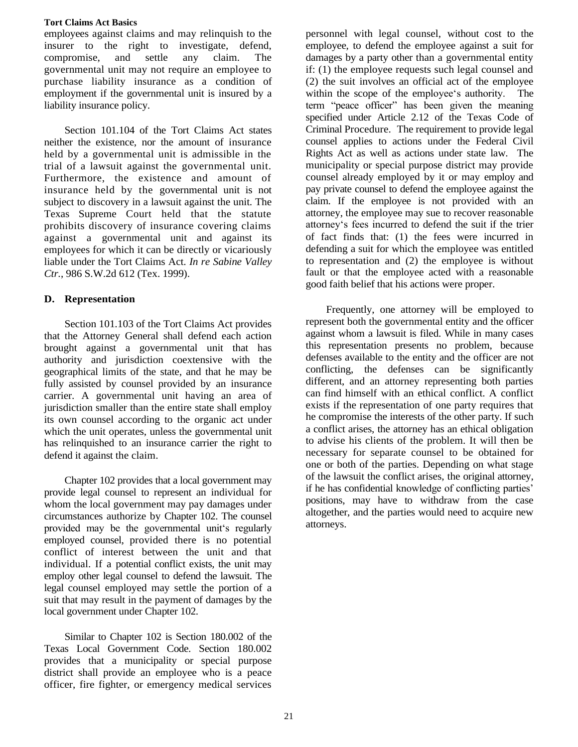employees against claims and may relinquish to the insurer to the right to investigate, defend, compromise, and settle any claim. The governmental unit may not require an employee to purchase liability insurance as a condition of employment if the governmental unit is insured by a liability insurance policy.

Section 101.104 of the Tort Claims Act states neither the existence, nor the amount of insurance held by a governmental unit is admissible in the trial of a lawsuit against the governmental unit. Furthermore, the existence and amount of insurance held by the governmental unit is not subject to discovery in a lawsuit against the unit. The Texas Supreme Court held that the statute prohibits discovery of insurance covering claims against a governmental unit and against its employees for which it can be directly or vicariously liable under the Tort Claims Act. *In re Sabine Valley Ctr.*, 986 S.W.2d 612 (Tex. 1999).

## D. Representation

Section 101.103 of the Tort Claims Act provides that the Attorney General shall defend each action brought against a governmental unit that has authority and jurisdiction coextensive with the geographical limits of the state, and that he may be fully assisted by counsel provided by an insurance carrier. A governmental unit having an area of jurisdiction smaller than the entire state shall employ its own counsel according to the organic act under which the unit operates, unless the governmental unit has relinquished to an insurance carrier the right to defend it against the claim.

Chapter 102 provides that a local government may provide legal counsel to represent an individual for whom the local government may pay damages under circumstances authorize by Chapter 102. The counsel provided may be the governmental unit's regularly employed counsel, provided there is no potential conflict of interest between the unit and that individual. If a potential conflict exists, the unit may employ other legal counsel to defend the lawsuit. The legal counsel employed may settle the portion of a suit that may result in the payment of damages by the local government under Chapter 102.

Similar to Chapter 102 is Section 180.002 of the Texas Local Government Code. Section 180.002 provides that a municipality or special purpose district shall provide an employee who is a peace officer, fire fighter, or emergency medical services personnel with legal counsel, without cost to the employee, to defend the employee against a suit for damages by a party other than a governmental entity if: (1) the employee requests such legal counsel and (2) the suit involves an official act of the employee within the scope of the employee's authority. The term "peace officer" has been given the meaning specified under Article 2.12 of the Texas Code of Criminal Procedure. The requirement to provide legal counsel applies to actions under the Federal Civil Rights Act as well as actions under state law. The municipality or special purpose district may provide counsel already employed by it or may employ and pay private counsel to defend the employee against the claim. If the employee is not provided with an attorney, the employee may sue to recover reasonable attorney's fees incurred to defend the suit if the trier of fact finds that: (1) the fees were incurred in defending a suit for which the employee was entitled to representation and (2) the employee is without fault or that the employee acted with a reasonable good faith belief that his actions were proper.

Frequently, one attorney will be employed to represent both the governmental entity and the officer against whom a lawsuit is filed. While in many cases this representation presents no problem, because defenses available to the entity and the officer are not conflicting, the defenses can be significantly different, and an attorney representing both parties can find himself with an ethical conflict. A conflict exists if the representation of one party requires that he compromise the interests of the other party. If such a conflict arises, the attorney has an ethical obligation to advise his clients of the problem. It will then be necessary for separate counsel to be obtained for one or both of the parties. Depending on what stage of the lawsuit the conflict arises, the original attorney, if he has confidential knowledge of conflicting parties' positions, may have to withdraw from the case altogether, and the parties would need to acquire new attorneys.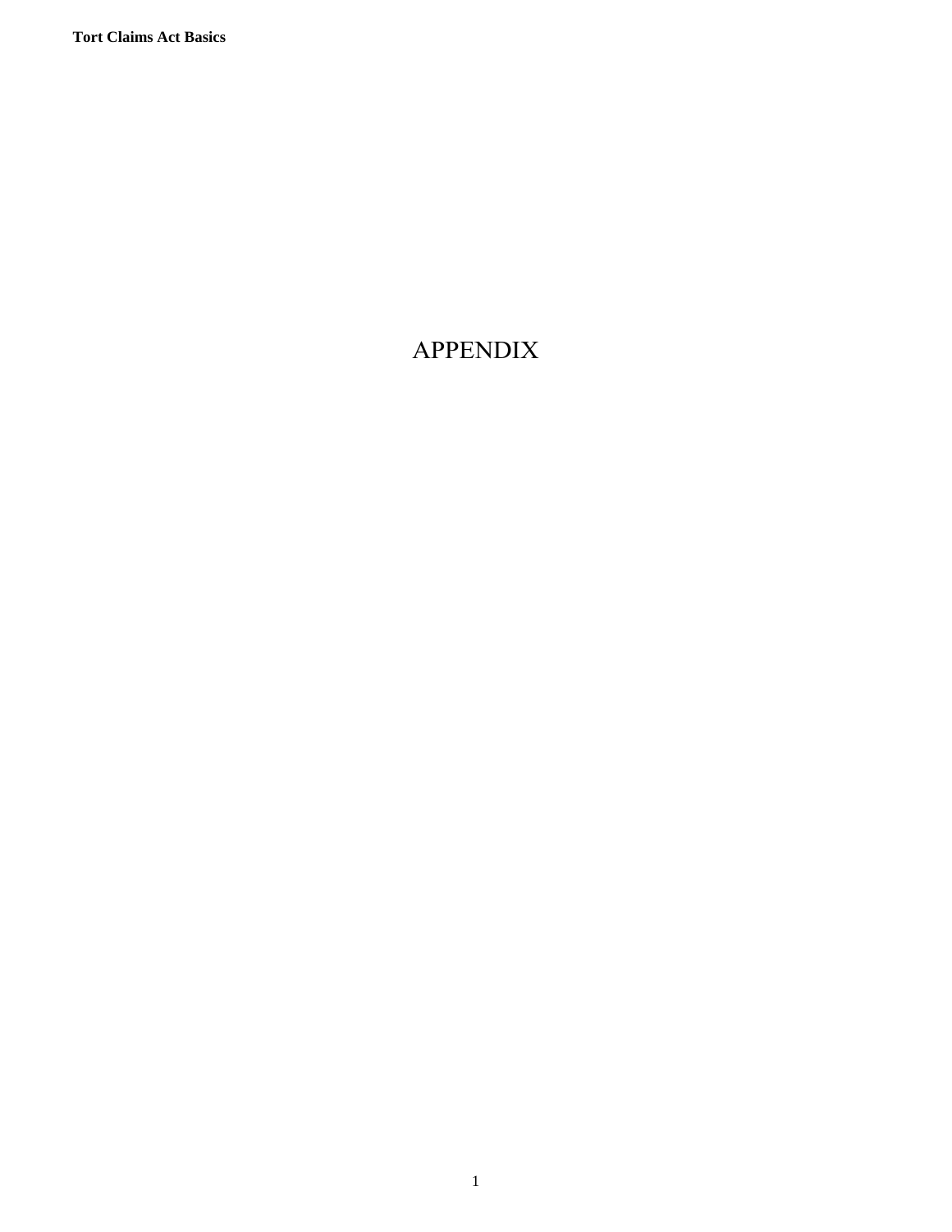# APPENDIX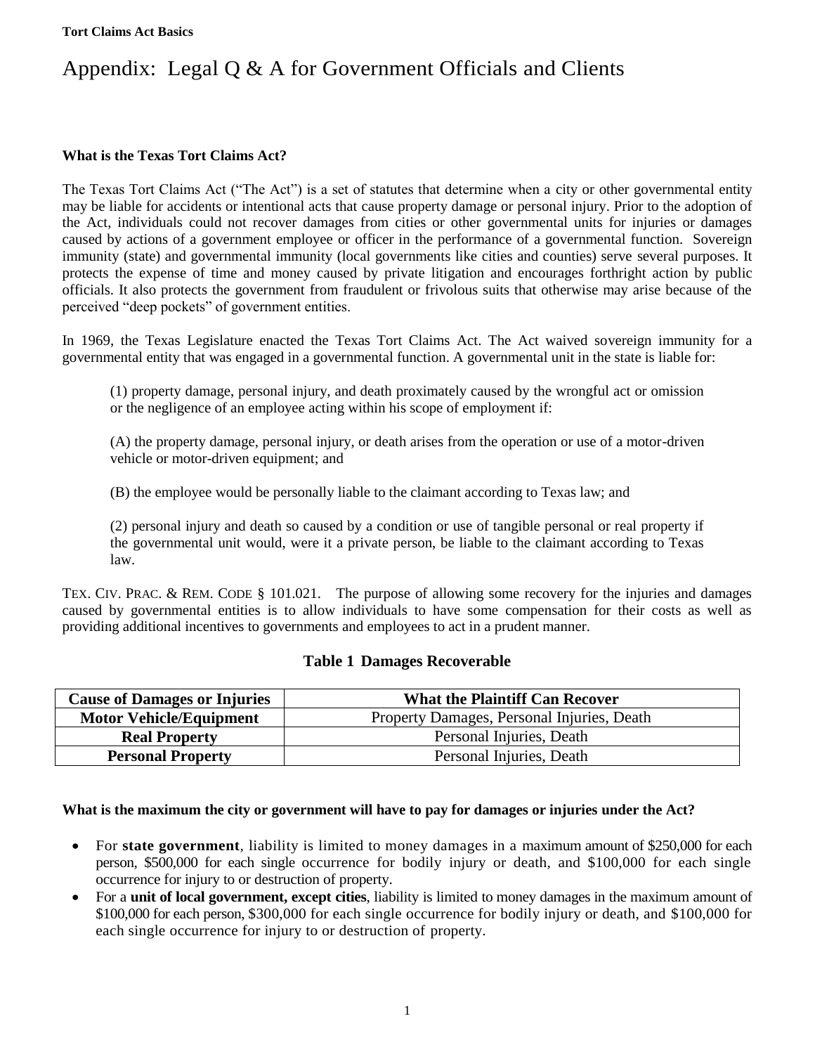# Appendix: Legal Q & A for Government Officials and Clients

**What is the Texas Tort Claims Act?**

The Texas Tort Claims Act ("The Act") is a set of statutes that determine when a city or other governmental entity may be liable for accidents or intentional acts that cause property damage or personal injury. Prior to the adoption of the Act, individuals could not recover damages from cities or other governmental units for injuries or damages caused by actions of a government employee or officer in the performance of a governmental function. Sovereign immunity (state) and governmental immunity (local governments like cities and counties) serve several purposes. It protects the expense of time and money caused by private litigation and encourages forthright action by public officials. It also protects the government from fraudulent or frivolous suits that otherwise may arise because of the perceived "deep pockets" of government entities.

In 1969, the Texas Legislature enacted the Texas Tort Claims Act. The Act waived sovereign immunity for a governmental entity that was engaged in a governmental function. A governmental unit in the state is liable for:

> (1) property damage, personal injury, and death proximately caused by the wrongful act or omission or the negligence of an employee acting within his scope of employment if:
>
> (A) the property damage, personal injury, or death arises from the operation or use of a motor-driven vehicle or motor-driven equipment; and
>
> (B) the employee would be personally liable to the claimant according to Texas law; and
>
> (2) personal injury and death so caused by a condition or use of tangible personal or real property if the governmental unit would, were it a private person, be liable to the claimant according to Texas law.

TEX. CIV. PRAC. & REM. CODE § 101.021. The purpose of allowing some recovery for the injuries and damages caused by governmental entities is to allow individuals to have some compensation for their costs as well as providing additional incentives to governments and employees to act in a prudent manner.

**Table 1 Damages Recoverable**

| Cause of Damages or Injuries | What the Plaintiff Can Recover |
|---|---|
| **Motor Vehicle/Equipment** | Property Damages, Personal Injuries, Death |
| **Real Property** | Personal Injuries, Death |
| **Personal Property** | Personal Injuries, Death |

**What is the maximum the city or government will have to pay for damages or injuries under the Act?**

- For **state government**, liability is limited to money damages in a maximum amount of $250,000 for each person, $500,000 for each single occurrence for bodily injury or death, and $100,000 for each single occurrence for injury to or destruction of property.
- For a **unit of local government, except cities**, liability is limited to money damages in the maximum amount of $100,000 for each person, $300,000 for each single occurrence for bodily injury or death, and $100,000 for each single occurrence for injury to or destruction of property.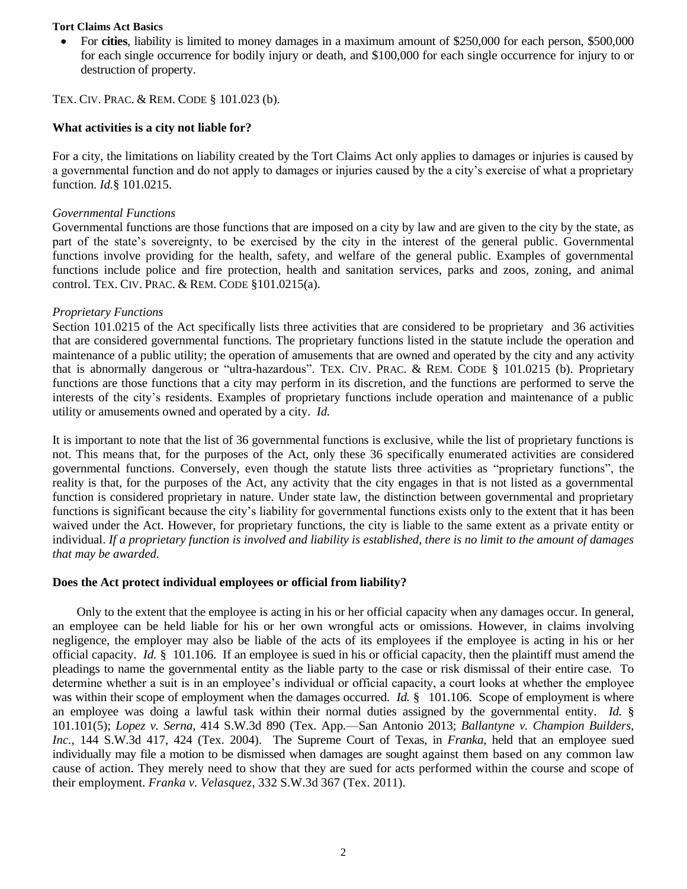**Tort Claims Act Basics**

- For **cities**, liability is limited to money damages in a maximum amount of $250,000 for each person, $500,000 for each single occurrence for bodily injury or death, and $100,000 for each single occurrence for injury to or destruction of property.

TEX. CIV. PRAC. & REM. CODE § 101.023 (b).

**What activities is a city not liable for?**

For a city, the limitations on liability created by the Tort Claims Act only applies to damages or injuries is caused by a governmental function and do not apply to damages or injuries caused by the a city's exercise of what a proprietary function. *Id.*§ 101.0215.

*Governmental Functions*

Governmental functions are those functions that are imposed on a city by law and are given to the city by the state, as part of the state's sovereignty, to be exercised by the city in the interest of the general public. Governmental functions involve providing for the health, safety, and welfare of the general public. Examples of governmental functions include police and fire protection, health and sanitation services, parks and zoos, zoning, and animal control. TEX. CIV. PRAC. & REM. CODE §101.0215(a).

*Proprietary Functions*

Section 101.0215 of the Act specifically lists three activities that are considered to be proprietary and 36 activities that are considered governmental functions. The proprietary functions listed in the statute include the operation and maintenance of a public utility; the operation of amusements that are owned and operated by the city and any activity that is abnormally dangerous or "ultra-hazardous". TEX. CIV. PRAC. & REM. CODE § 101.0215 (b). Proprietary functions are those functions that a city may perform in its discretion, and the functions are performed to serve the interests of the city's residents. Examples of proprietary functions include operation and maintenance of a public utility or amusements owned and operated by a city. *Id.*

It is important to note that the list of 36 governmental functions is exclusive, while the list of proprietary functions is not. This means that, for the purposes of the Act, only these 36 specifically enumerated activities are considered governmental functions. Conversely, even though the statute lists three activities as "proprietary functions", the reality is that, for the purposes of the Act, any activity that the city engages in that is not listed as a governmental function is considered proprietary in nature. Under state law, the distinction between governmental and proprietary functions is significant because the city's liability for governmental functions exists only to the extent that it has been waived under the Act. However, for proprietary functions, the city is liable to the same extent as a private entity or individual. *If a proprietary function is involved and liability is established, there is no limit to the amount of damages that may be awarded.*

**Does the Act protect individual employees or official from liability?**

Only to the extent that the employee is acting in his or her official capacity when any damages occur. In general, an employee can be held liable for his or her own wrongful acts or omissions. However, in claims involving negligence, the employer may also be liable of the acts of its employees if the employee is acting in his or her official capacity. *Id.* § 101.106. If an employee is sued in his or official capacity, then the plaintiff must amend the pleadings to name the governmental entity as the liable party to the case or risk dismissal of their entire case. To determine whether a suit is in an employee's individual or official capacity, a court looks at whether the employee was within their scope of employment when the damages occurred. *Id.* § 101.106. Scope of employment is where an employee was doing a lawful task within their normal duties assigned by the governmental entity. *Id.* § 101.101(5); *Lopez v. Serna*, 414 S.W.3d 890 (Tex. App.—San Antonio 2013; *Ballantyne v. Champion Builders, Inc.*, 144 S.W.3d 417, 424 (Tex. 2004). The Supreme Court of Texas, in *Franka*, held that an employee sued individually may file a motion to be dismissed when damages are sought against them based on any common law cause of action. They merely need to show that they are sued for acts performed within the course and scope of their employment. *Franka v. Velasquez*, 332 S.W.3d 367 (Tex. 2011).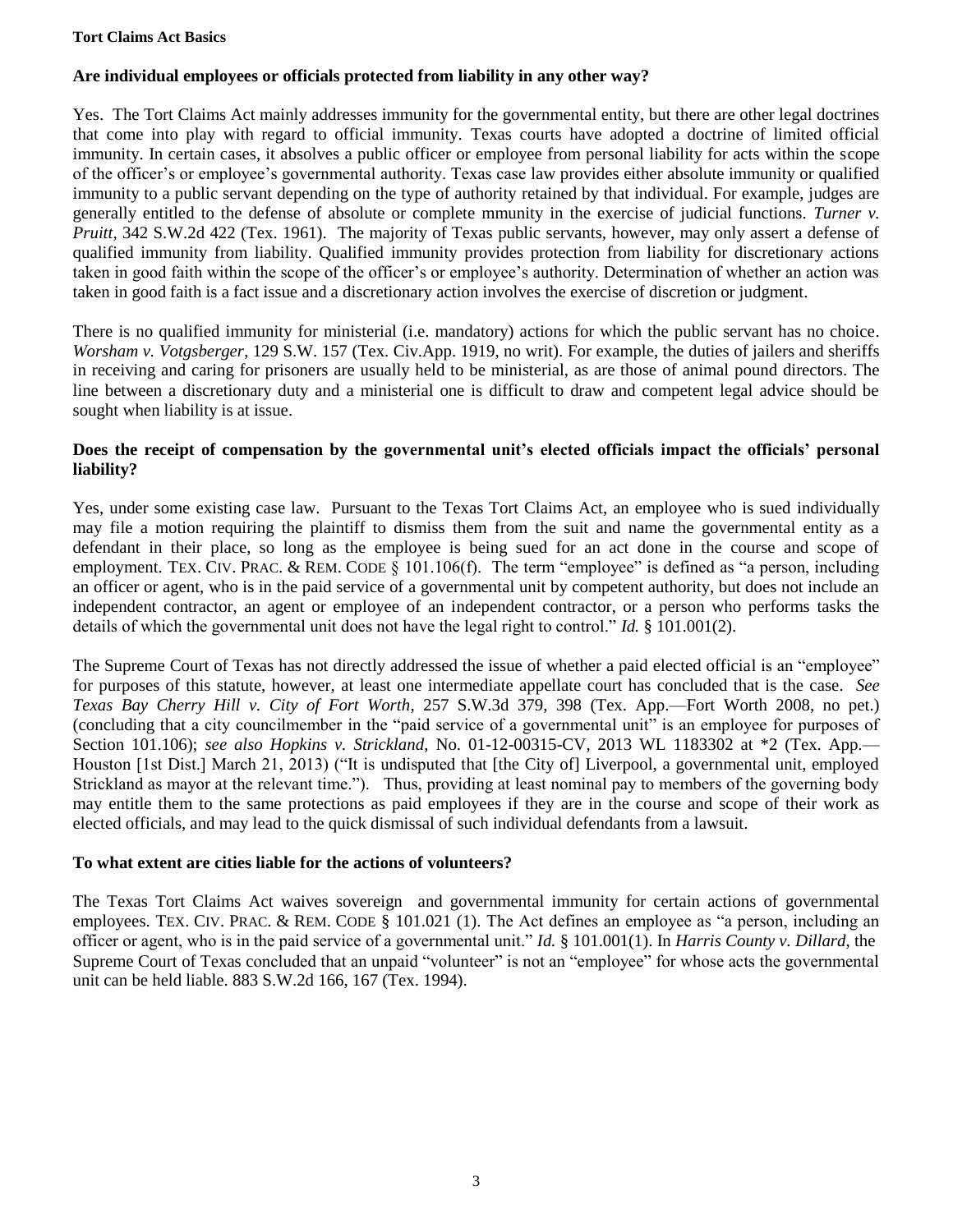## Are individual employees or officials protected from liability in any other way?

Yes. The Tort Claims Act mainly addresses immunity for the governmental entity, but there are other legal doctrines that come into play with regard to official immunity. Texas courts have adopted a doctrine of limited official immunity. In certain cases, it absolves a public officer or employee from personal liability for acts within the scope of the officer's or employee's governmental authority. Texas case law provides either absolute immunity or qualified immunity to a public servant depending on the type of authority retained by that individual. For example, judges are generally entitled to the defense of absolute or complete mmunity in the exercise of judicial functions. *Turner v. Pruitt*, 342 S.W.2d 422 (Tex. 1961). The majority of Texas public servants, however, may only assert a defense of qualified immunity from liability. Qualified immunity provides protection from liability for discretionary actions taken in good faith within the scope of the officer's or employee's authority. Determination of whether an action was taken in good faith is a fact issue and a discretionary action involves the exercise of discretion or judgment.

There is no qualified immunity for ministerial (i.e. mandatory) actions for which the public servant has no choice. *Worsham v. Votgsberger*, 129 S.W. 157 (Tex. Civ.App. 1919, no writ). For example, the duties of jailers and sheriffs in receiving and caring for prisoners are usually held to be ministerial, as are those of animal pound directors. The line between a discretionary duty and a ministerial one is difficult to draw and competent legal advice should be sought when liability is at issue.

## Does the receipt of compensation by the governmental unit's elected officials impact the officials' personal liability?

Yes, under some existing case law. Pursuant to the Texas Tort Claims Act, an employee who is sued individually may file a motion requiring the plaintiff to dismiss them from the suit and name the governmental entity as a defendant in their place, so long as the employee is being sued for an act done in the course and scope of employment. TEX. CIV. PRAC. & REM. CODE § 101.106(f). The term "employee" is defined as "a person, including an officer or agent, who is in the paid service of a governmental unit by competent authority, but does not include an independent contractor, an agent or employee of an independent contractor, or a person who performs tasks the details of which the governmental unit does not have the legal right to control." *Id.* § 101.001(2).

The Supreme Court of Texas has not directly addressed the issue of whether a paid elected official is an "employee" for purposes of this statute, however, at least one intermediate appellate court has concluded that is the case. *See Texas Bay Cherry Hill v. City of Fort Worth*, 257 S.W.3d 379, 398 (Tex. App.—Fort Worth 2008, no pet.) (concluding that a city councilmember in the "paid service of a governmental unit" is an employee for purposes of Section 101.106); *see also Hopkins v. Strickland*, No. 01-12-00315-CV, 2013 WL 1183302 at *2 (Tex. App.—Houston [1st Dist.] March 21, 2013) ("It is undisputed that [the City of] Liverpool, a governmental unit, employed Strickland as mayor at the relevant time."). Thus, providing at least nominal pay to members of the governing body may entitle them to the same protections as paid employees if they are in the course and scope of their work as elected officials, and may lead to the quick dismissal of such individual defendants from a lawsuit.

## To what extent are cities liable for the actions of volunteers?

The Texas Tort Claims Act waives sovereign and governmental immunity for certain actions of governmental employees. TEX. CIV. PRAC. & REM. CODE § 101.021 (1). The Act defines an employee as "a person, including an officer or agent, who is in the paid service of a governmental unit." *Id.* § 101.001(1). In *Harris County v. Dillard*, the Supreme Court of Texas concluded that an unpaid "volunteer" is not an "employee" for whose acts the governmental unit can be held liable. 883 S.W.2d 166, 167 (Tex. 1994).